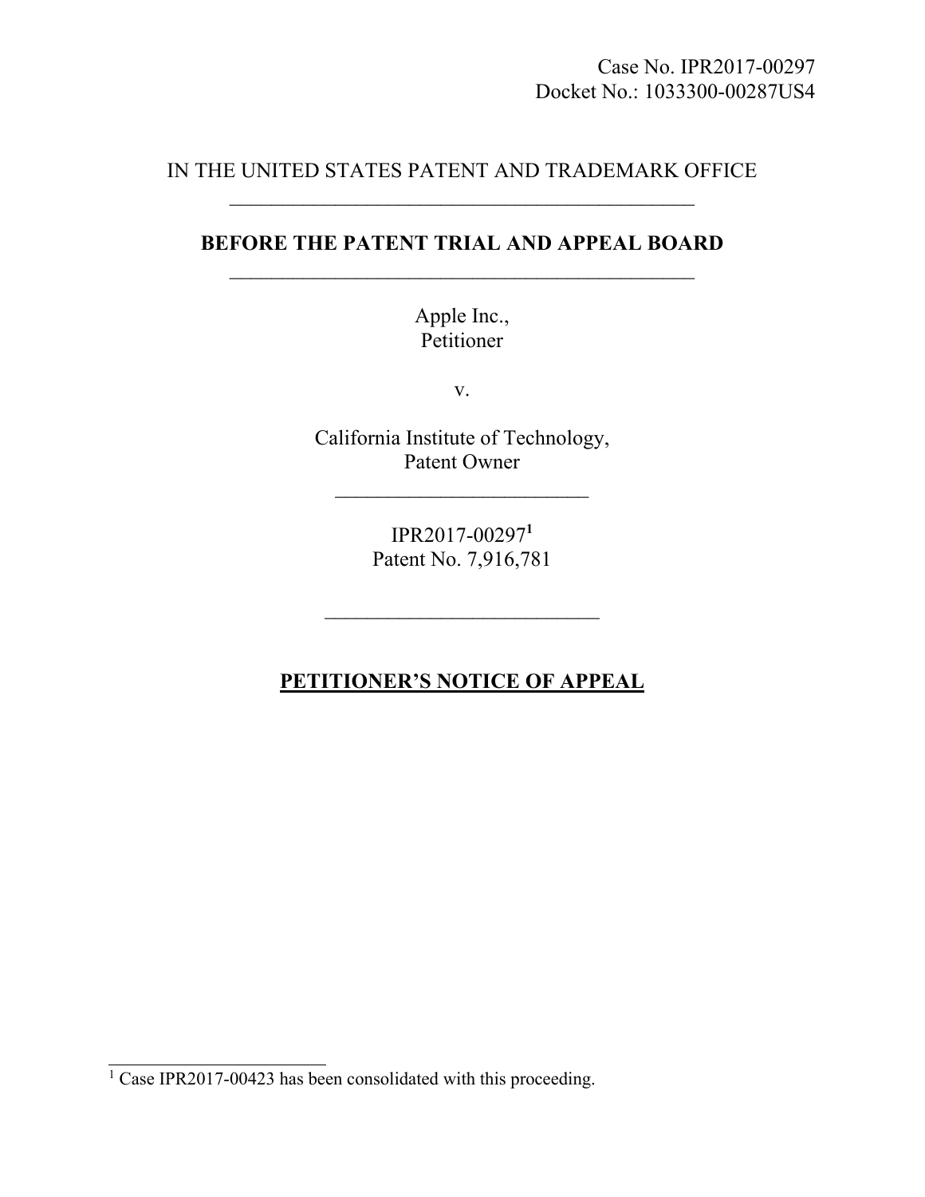Case No. IPR2017-00297
Docket No.: 1033300-00287US4

IN THE UNITED STATES PATENT AND TRADEMARK OFFICE

---

**BEFORE THE PATENT TRIAL AND APPEAL BOARD**

---

Apple Inc.,
Petitioner

v.

California Institute of Technology,
Patent Owner

---

IPR2017-00297[1]
Patent No. 7,916,781

---

**PETITIONER'S NOTICE OF APPEAL**

---

[1] Case IPR2017-00423 has been consolidated with this proceeding.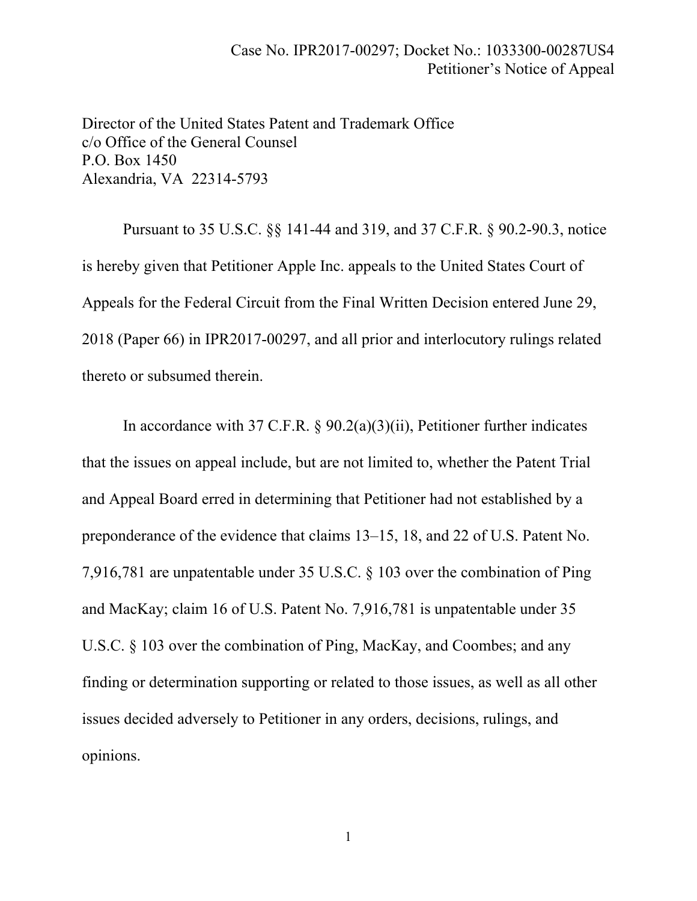Director of the United States Patent and Trademark Office
c/o Office of the General Counsel
P.O. Box 1450
Alexandria, VA 22314-5793

Pursuant to 35 U.S.C. §§ 141-44 and 319, and 37 C.F.R. § 90.2-90.3, notice is hereby given that Petitioner Apple Inc. appeals to the United States Court of Appeals for the Federal Circuit from the Final Written Decision entered June 29, 2018 (Paper 66) in IPR2017-00297, and all prior and interlocutory rulings related thereto or subsumed therein.

In accordance with 37 C.F.R. § 90.2(a)(3)(ii), Petitioner further indicates that the issues on appeal include, but are not limited to, whether the Patent Trial and Appeal Board erred in determining that Petitioner had not established by a preponderance of the evidence that claims 13–15, 18, and 22 of U.S. Patent No. 7,916,781 are unpatentable under 35 U.S.C. § 103 over the combination of Ping and MacKay; claim 16 of U.S. Patent No. 7,916,781 is unpatentable under 35 U.S.C. § 103 over the combination of Ping, MacKay, and Coombes; and any finding or determination supporting or related to those issues, as well as all other issues decided adversely to Petitioner in any orders, decisions, rulings, and opinions.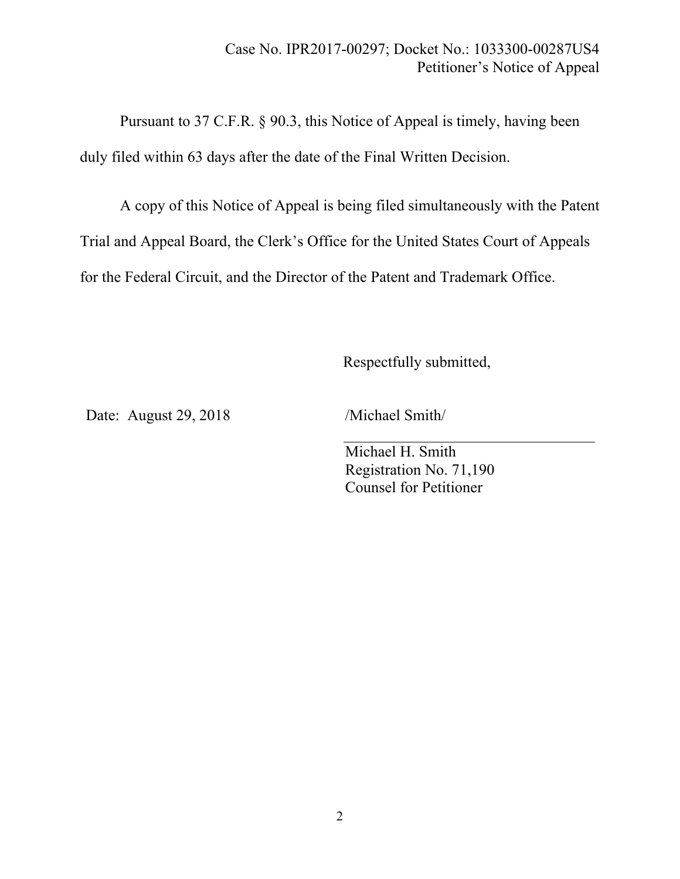Pursuant to 37 C.F.R. § 90.3, this Notice of Appeal is timely, having been duly filed within 63 days after the date of the Final Written Decision.

A copy of this Notice of Appeal is being filed simultaneously with the Patent Trial and Appeal Board, the Clerk's Office for the United States Court of Appeals for the Federal Circuit, and the Director of the Patent and Trademark Office.

Respectfully submitted,

Date: August 29, 2018

/Michael Smith/

Michael H. Smith
Registration No. 71,190
Counsel for Petitioner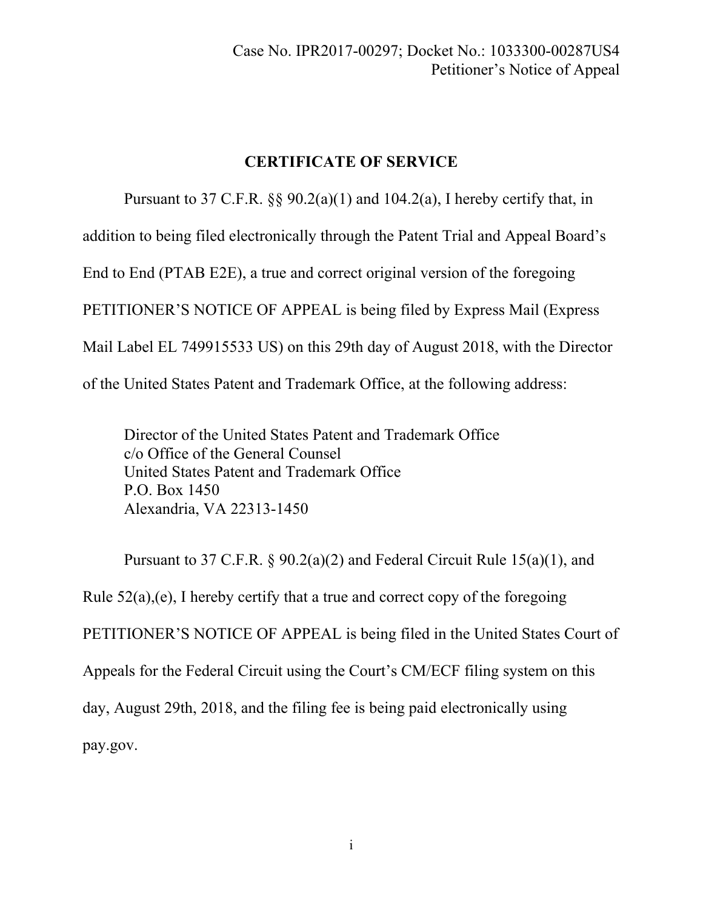## CERTIFICATE OF SERVICE

Pursuant to 37 C.F.R. §§ 90.2(a)(1) and 104.2(a), I hereby certify that, in addition to being filed electronically through the Patent Trial and Appeal Board's End to End (PTAB E2E), a true and correct original version of the foregoing PETITIONER'S NOTICE OF APPEAL is being filed by Express Mail (Express Mail Label EL 749915533 US) on this 29th day of August 2018, with the Director of the United States Patent and Trademark Office, at the following address:

> Director of the United States Patent and Trademark Office
> c/o Office of the General Counsel
> United States Patent and Trademark Office
> P.O. Box 1450
> Alexandria, VA 22313-1450

Pursuant to 37 C.F.R. § 90.2(a)(2) and Federal Circuit Rule 15(a)(1), and Rule 52(a),(e), I hereby certify that a true and correct copy of the foregoing PETITIONER'S NOTICE OF APPEAL is being filed in the United States Court of Appeals for the Federal Circuit using the Court's CM/ECF filing system on this day, August 29th, 2018, and the filing fee is being paid electronically using pay.gov.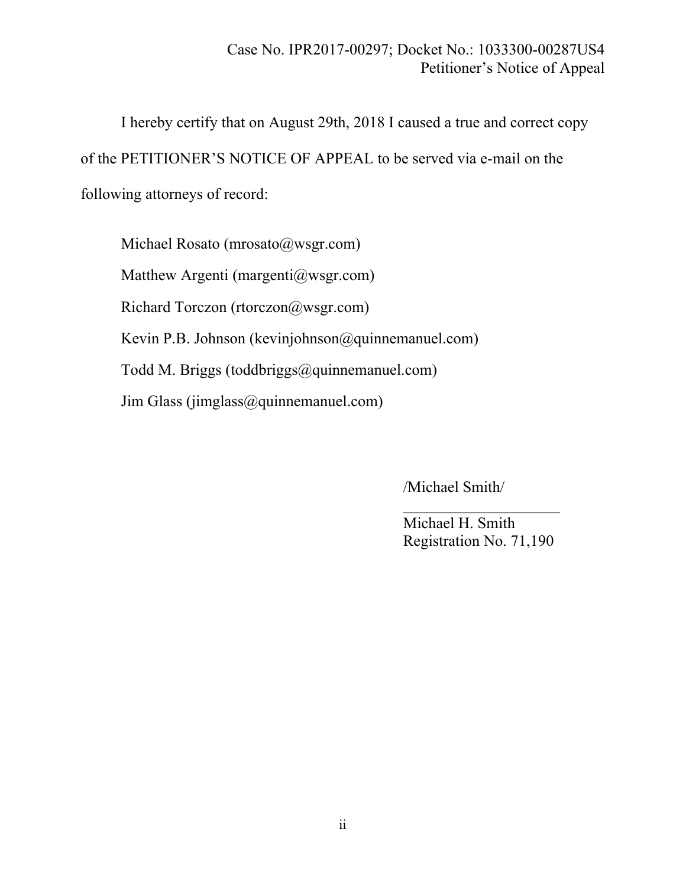I hereby certify that on August 29th, 2018 I caused a true and correct copy of the PETITIONER'S NOTICE OF APPEAL to be served via e-mail on the following attorneys of record:

Michael Rosato (mrosato@wsgr.com)

Matthew Argenti (margenti@wsgr.com)

Richard Torczon (rtorczon@wsgr.com)

Kevin P.B. Johnson (kevinjohnson@quinnemanuel.com)

Todd M. Briggs (toddbriggs@quinnemanuel.com)

Jim Glass (jimglass@quinnemanuel.com)

/Michael Smith/

____________________

Michael H. Smith

Registration No. 71,190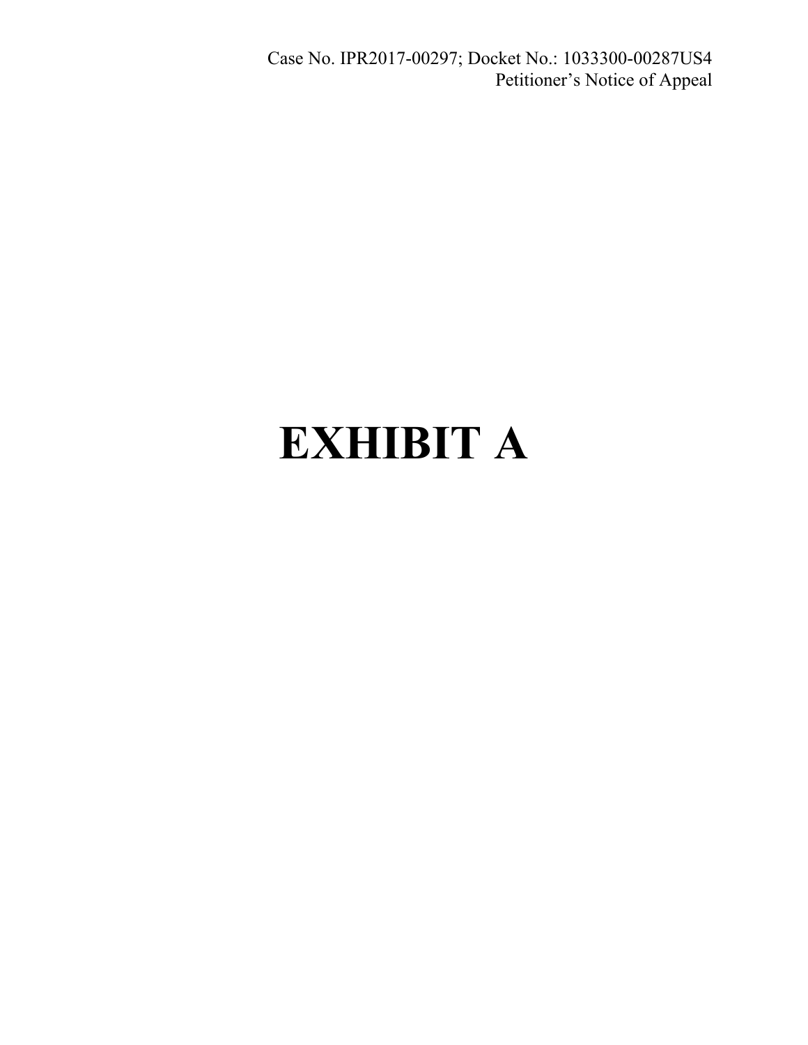# EXHIBIT A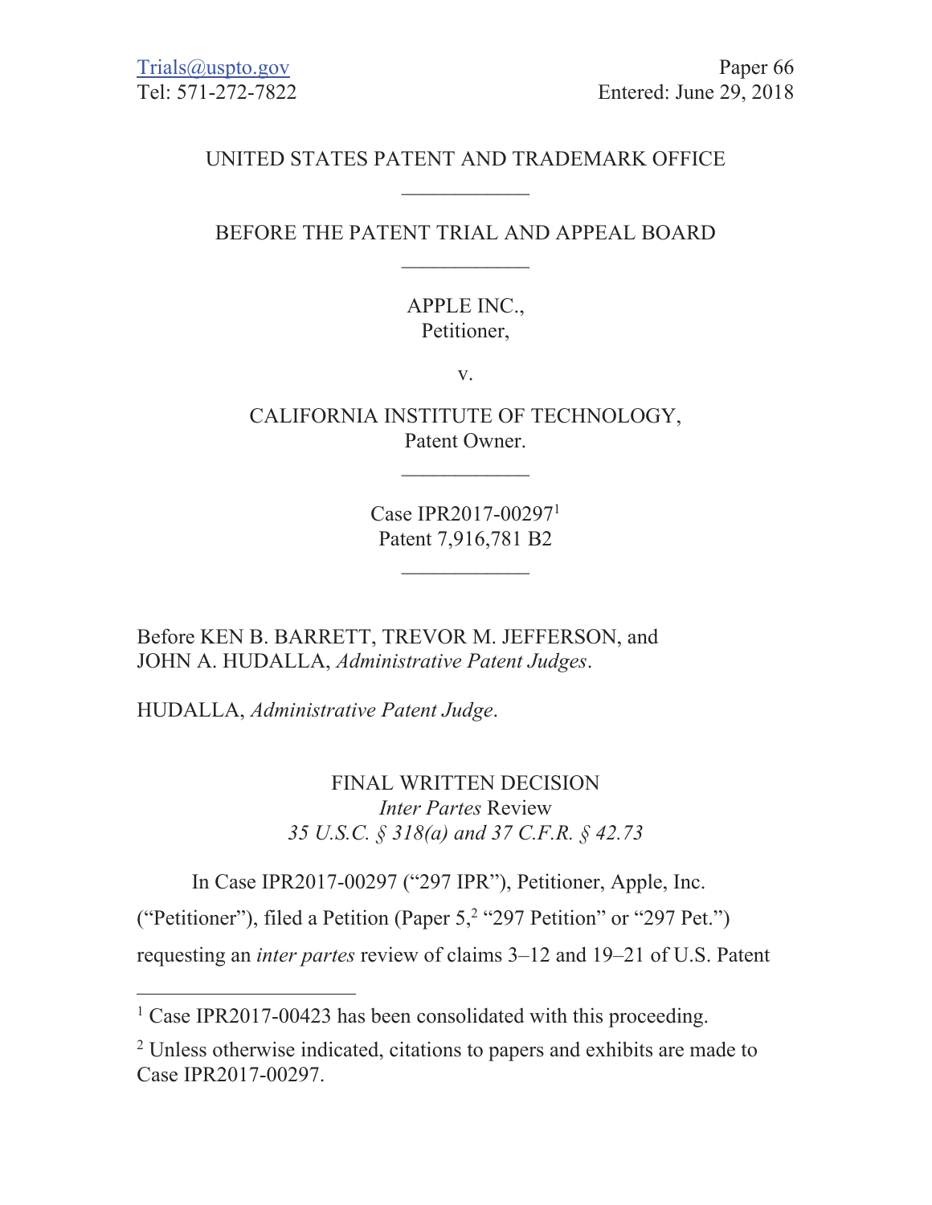Trials@uspto.gov  
Tel: 571-272-7822

Paper 66  
Entered: June 29, 2018

UNITED STATES PATENT AND TRADEMARK OFFICE

---

BEFORE THE PATENT TRIAL AND APPEAL BOARD

---

APPLE INC.,  
Petitioner,

v.

CALIFORNIA INSTITUTE OF TECHNOLOGY,  
Patent Owner.

---

Case IPR2017-00297[1]  
Patent 7,916,781 B2

---

Before KEN B. BARRETT, TREVOR M. JEFFERSON, and JOHN A. HUDALLA, *Administrative Patent Judges*.

HUDALLA, *Administrative Patent Judge*.

FINAL WRITTEN DECISION  
*Inter Partes* Review  
*35 U.S.C. § 318(a) and 37 C.F.R. § 42.73*

In Case IPR2017-00297 ("297 IPR"), Petitioner, Apple, Inc. ("Petitioner"), filed a Petition (Paper 5,[2] "297 Petition" or "297 Pet.") requesting an *inter partes* review of claims 3–12 and 19–21 of U.S. Patent

---

[1] Case IPR2017-00423 has been consolidated with this proceeding.

[2] Unless otherwise indicated, citations to papers and exhibits are made to Case IPR2017-00297.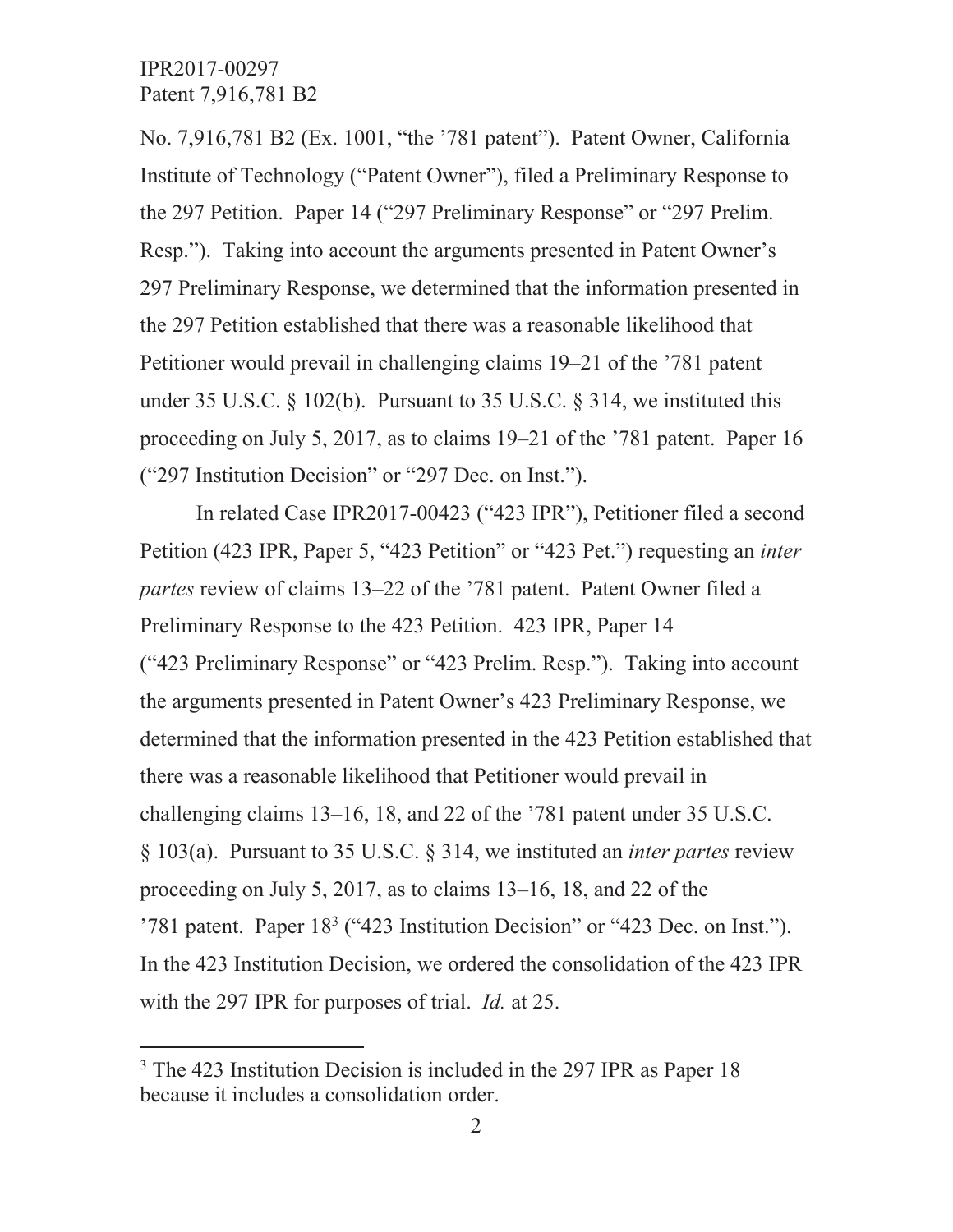No. 7,916,781 B2 (Ex. 1001, "the '781 patent"). Patent Owner, California Institute of Technology ("Patent Owner"), filed a Preliminary Response to the 297 Petition. Paper 14 ("297 Preliminary Response" or "297 Prelim. Resp."). Taking into account the arguments presented in Patent Owner's 297 Preliminary Response, we determined that the information presented in the 297 Petition established that there was a reasonable likelihood that Petitioner would prevail in challenging claims 19–21 of the '781 patent under 35 U.S.C. § 102(b). Pursuant to 35 U.S.C. § 314, we instituted this proceeding on July 5, 2017, as to claims 19–21 of the '781 patent. Paper 16 ("297 Institution Decision" or "297 Dec. on Inst.").

In related Case IPR2017-00423 ("423 IPR"), Petitioner filed a second Petition (423 IPR, Paper 5, "423 Petition" or "423 Pet.") requesting an *inter partes* review of claims 13–22 of the '781 patent. Patent Owner filed a Preliminary Response to the 423 Petition. 423 IPR, Paper 14 ("423 Preliminary Response" or "423 Prelim. Resp."). Taking into account the arguments presented in Patent Owner's 423 Preliminary Response, we determined that the information presented in the 423 Petition established that there was a reasonable likelihood that Petitioner would prevail in challenging claims 13–16, 18, and 22 of the '781 patent under 35 U.S.C. § 103(a). Pursuant to 35 U.S.C. § 314, we instituted an *inter partes* review proceeding on July 5, 2017, as to claims 13–16, 18, and 22 of the '781 patent. Paper 18[3] ("423 Institution Decision" or "423 Dec. on Inst."). In the 423 Institution Decision, we ordered the consolidation of the 423 IPR with the 297 IPR for purposes of trial. *Id.* at 25.

---

[3] The 423 Institution Decision is included in the 297 IPR as Paper 18 because it includes a consolidation order.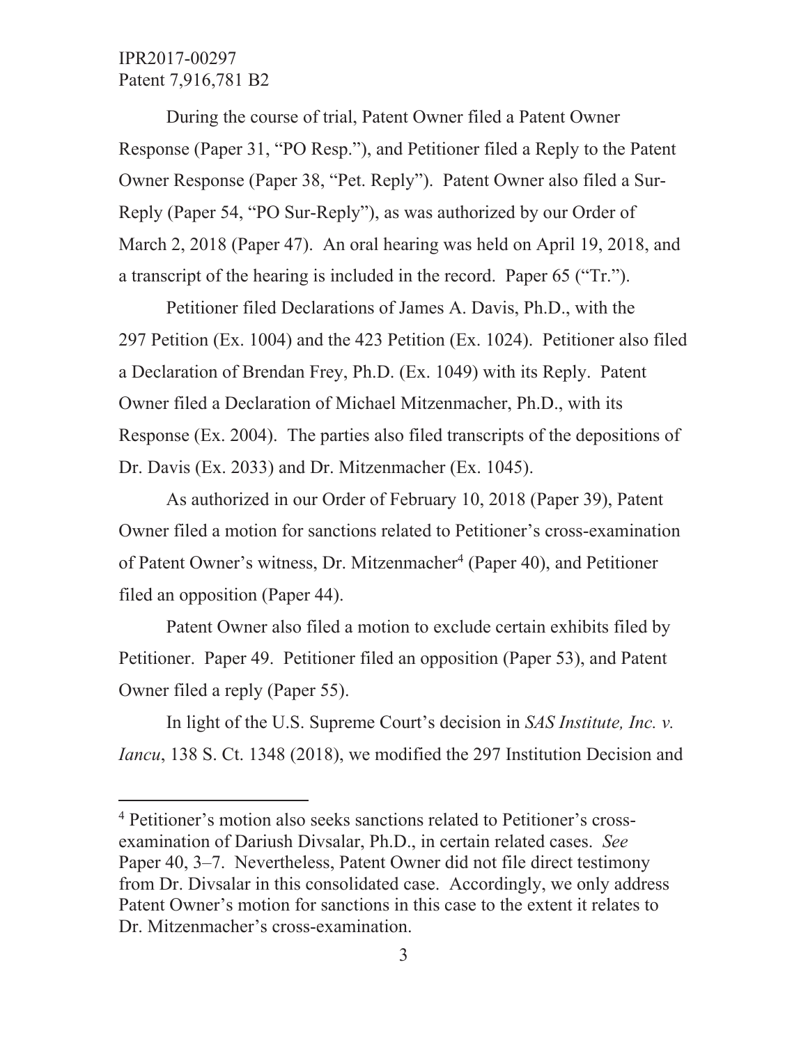During the course of trial, Patent Owner filed a Patent Owner Response (Paper 31, "PO Resp."), and Petitioner filed a Reply to the Patent Owner Response (Paper 38, "Pet. Reply"). Patent Owner also filed a Sur-Reply (Paper 54, "PO Sur-Reply"), as was authorized by our Order of March 2, 2018 (Paper 47). An oral hearing was held on April 19, 2018, and a transcript of the hearing is included in the record. Paper 65 ("Tr.").

Petitioner filed Declarations of James A. Davis, Ph.D., with the 297 Petition (Ex. 1004) and the 423 Petition (Ex. 1024). Petitioner also filed a Declaration of Brendan Frey, Ph.D. (Ex. 1049) with its Reply. Patent Owner filed a Declaration of Michael Mitzenmacher, Ph.D., with its Response (Ex. 2004). The parties also filed transcripts of the depositions of Dr. Davis (Ex. 2033) and Dr. Mitzenmacher (Ex. 1045).

As authorized in our Order of February 10, 2018 (Paper 39), Patent Owner filed a motion for sanctions related to Petitioner's cross-examination of Patent Owner's witness, Dr. Mitzenmacher[4] (Paper 40), and Petitioner filed an opposition (Paper 44).

Patent Owner also filed a motion to exclude certain exhibits filed by Petitioner. Paper 49. Petitioner filed an opposition (Paper 53), and Patent Owner filed a reply (Paper 55).

In light of the U.S. Supreme Court's decision in *SAS Institute, Inc. v. Iancu*, 138 S. Ct. 1348 (2018), we modified the 297 Institution Decision and

---

[4] Petitioner's motion also seeks sanctions related to Petitioner's cross-examination of Dariush Divsalar, Ph.D., in certain related cases. *See* Paper 40, 3–7. Nevertheless, Patent Owner did not file direct testimony from Dr. Divsalar in this consolidated case. Accordingly, we only address Patent Owner's motion for sanctions in this case to the extent it relates to Dr. Mitzenmacher's cross-examination.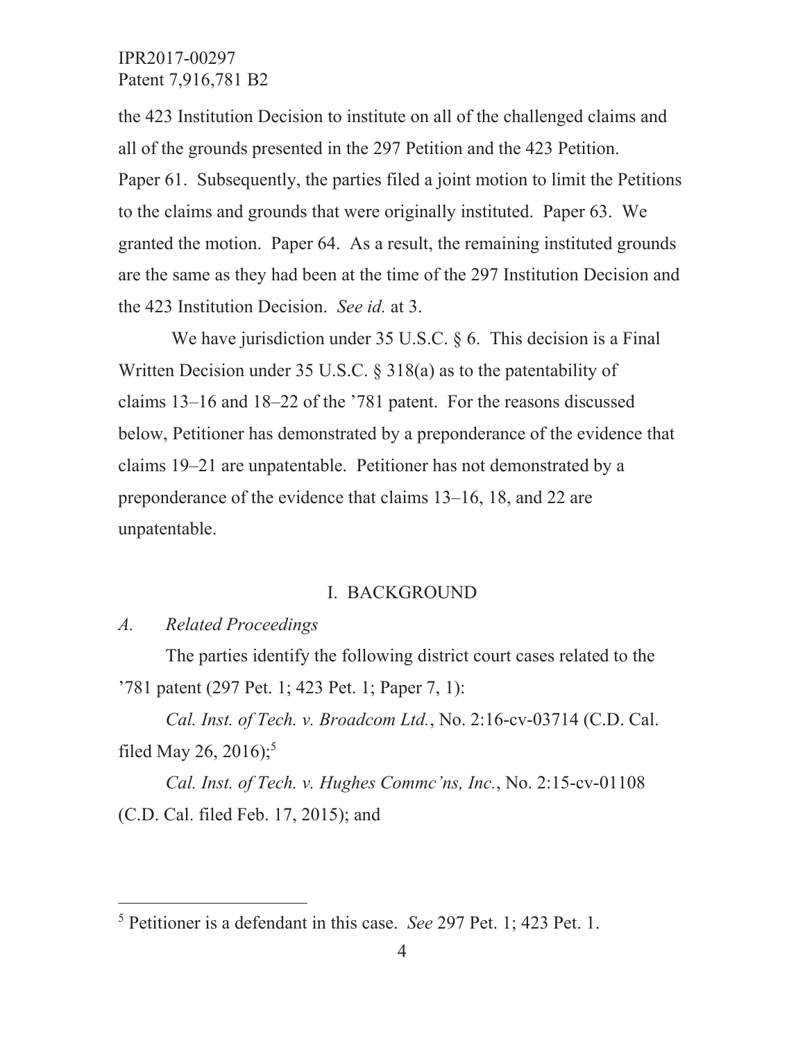the 423 Institution Decision to institute on all of the challenged claims and all of the grounds presented in the 297 Petition and the 423 Petition. Paper 61. Subsequently, the parties filed a joint motion to limit the Petitions to the claims and grounds that were originally instituted. Paper 63. We granted the motion. Paper 64. As a result, the remaining instituted grounds are the same as they had been at the time of the 297 Institution Decision and the 423 Institution Decision. *See id.* at 3.

We have jurisdiction under 35 U.S.C. § 6. This decision is a Final Written Decision under 35 U.S.C. § 318(a) as to the patentability of claims 13–16 and 18–22 of the '781 patent. For the reasons discussed below, Petitioner has demonstrated by a preponderance of the evidence that claims 19–21 are unpatentable. Petitioner has not demonstrated by a preponderance of the evidence that claims 13–16, 18, and 22 are unpatentable.

## I. BACKGROUND

### *A. Related Proceedings*

The parties identify the following district court cases related to the '781 patent (297 Pet. 1; 423 Pet. 1; Paper 7, 1):

*Cal. Inst. of Tech. v. Broadcom Ltd.*, No. 2:16-cv-03714 (C.D. Cal. filed May 26, 2016);[5]

*Cal. Inst. of Tech. v. Hughes Commc'ns, Inc.*, No. 2:15-cv-01108 (C.D. Cal. filed Feb. 17, 2015); and

[5] Petitioner is a defendant in this case. *See* 297 Pet. 1; 423 Pet. 1.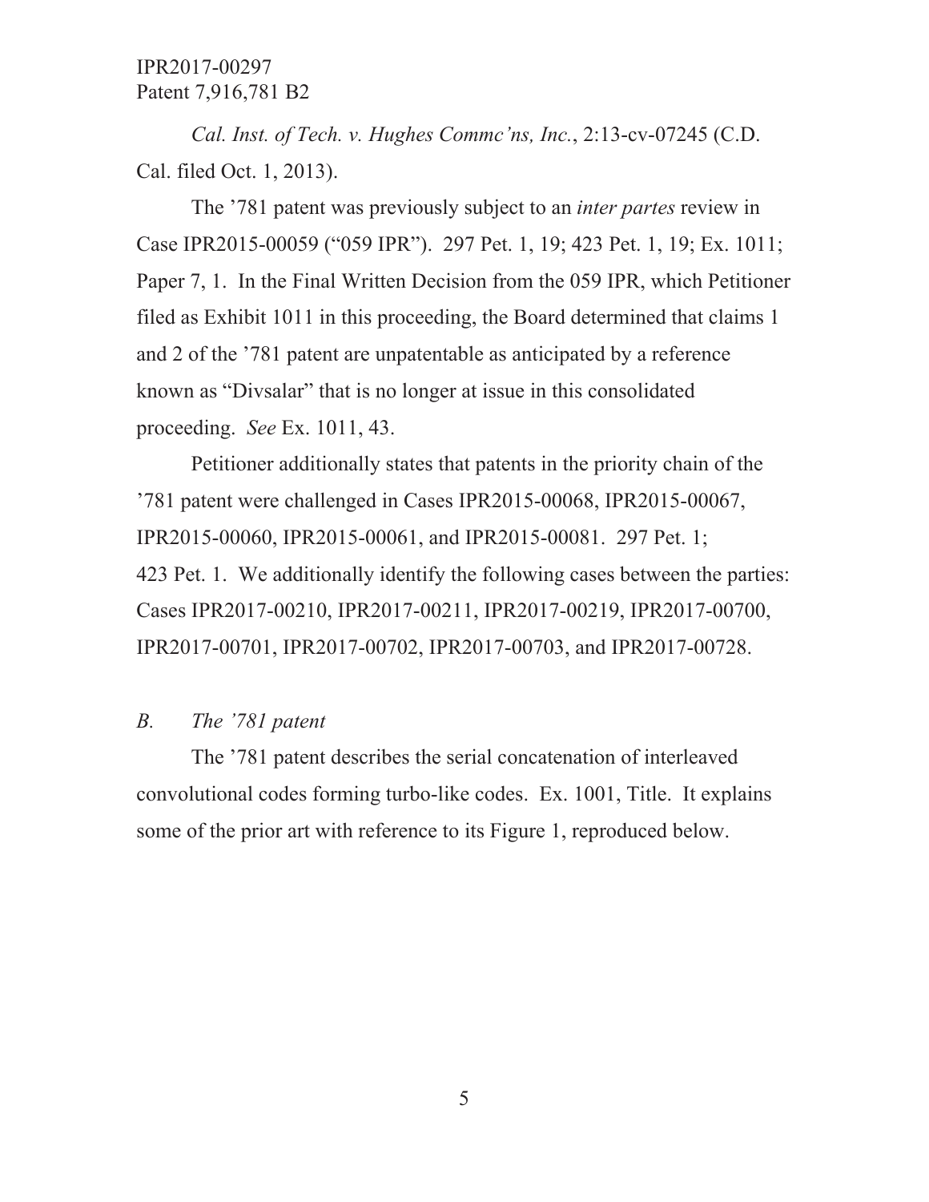*Cal. Inst. of Tech. v. Hughes Commc'ns, Inc.*, 2:13-cv-07245 (C.D. Cal. filed Oct. 1, 2013).

The '781 patent was previously subject to an *inter partes* review in Case IPR2015-00059 ("059 IPR"). 297 Pet. 1, 19; 423 Pet. 1, 19; Ex. 1011; Paper 7, 1. In the Final Written Decision from the 059 IPR, which Petitioner filed as Exhibit 1011 in this proceeding, the Board determined that claims 1 and 2 of the '781 patent are unpatentable as anticipated by a reference known as "Divsalar" that is no longer at issue in this consolidated proceeding. *See* Ex. 1011, 43.

Petitioner additionally states that patents in the priority chain of the '781 patent were challenged in Cases IPR2015-00068, IPR2015-00067, IPR2015-00060, IPR2015-00061, and IPR2015-00081. 297 Pet. 1; 423 Pet. 1. We additionally identify the following cases between the parties: Cases IPR2017-00210, IPR2017-00211, IPR2017-00219, IPR2017-00700, IPR2017-00701, IPR2017-00702, IPR2017-00703, and IPR2017-00728.

### *B. The '781 patent*

The '781 patent describes the serial concatenation of interleaved convolutional codes forming turbo-like codes. Ex. 1001, Title. It explains some of the prior art with reference to its Figure 1, reproduced below.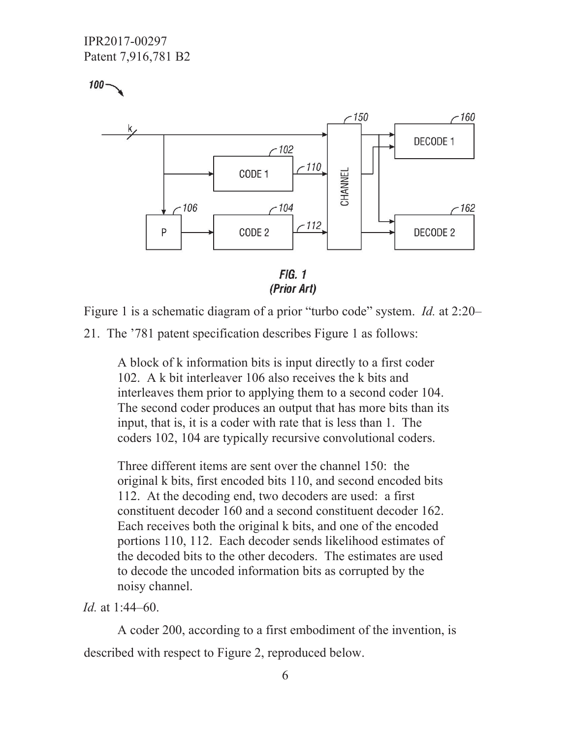FIG. 1
(Prior Art)

Figure 1 is a schematic diagram of a prior "turbo code" system. *Id.* at 2:20–21. The '781 patent specification describes Figure 1 as follows:

> A block of k information bits is input directly to a first coder 102. A k bit interleaver 106 also receives the k bits and interleaves them prior to applying them to a second coder 104. The second coder produces an output that has more bits than its input, that is, it is a coder with rate that is less than 1. The coders 102, 104 are typically recursive convolutional coders.
>
> Three different items are sent over the channel 150: the original k bits, first encoded bits 110, and second encoded bits 112. At the decoding end, two decoders are used: a first constituent decoder 160 and a second constituent decoder 162. Each receives both the original k bits, and one of the encoded portions 110, 112. Each decoder sends likelihood estimates of the decoded bits to the other decoders. The estimates are used to decode the uncoded information bits as corrupted by the noisy channel.

*Id.* at 1:44–60.

A coder 200, according to a first embodiment of the invention, is described with respect to Figure 2, reproduced below.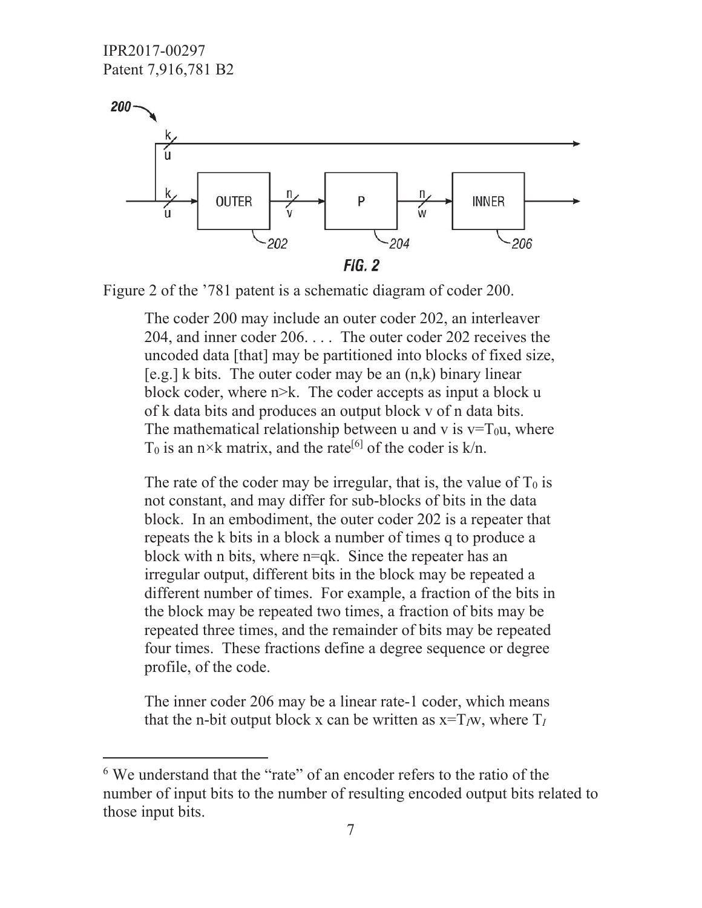Figure 2 of the '781 patent is a schematic diagram of coder 200.

> The coder 200 may include an outer coder 202, an interleaver 204, and inner coder 206. . . . The outer coder 202 receives the uncoded data [that] may be partitioned into blocks of fixed size, [e.g.] k bits. The outer coder may be an (n,k) binary linear block coder, where n>k. The coder accepts as input a block u of k data bits and produces an output block v of n data bits. The mathematical relationship between u and v is $v=T_0u$, where $T_0$ is an n×k matrix, and the rate[6] of the coder is k/n.
>
> The rate of the coder may be irregular, that is, the value of $T_0$ is not constant, and may differ for sub-blocks of bits in the data block. In an embodiment, the outer coder 202 is a repeater that repeats the k bits in a block a number of times q to produce a block with n bits, where n=qk. Since the repeater has an irregular output, different bits in the block may be repeated a different number of times. For example, a fraction of the bits in the block may be repeated two times, a fraction of bits may be repeated three times, and the remainder of bits may be repeated four times. These fractions define a degree sequence or degree profile, of the code.
>
> The inner coder 206 may be a linear rate-1 coder, which means that the n-bit output block x can be written as $x=T_Iw$, where $T_I$

[6] We understand that the "rate" of an encoder refers to the ratio of the number of input bits to the number of resulting encoded output bits related to those input bits.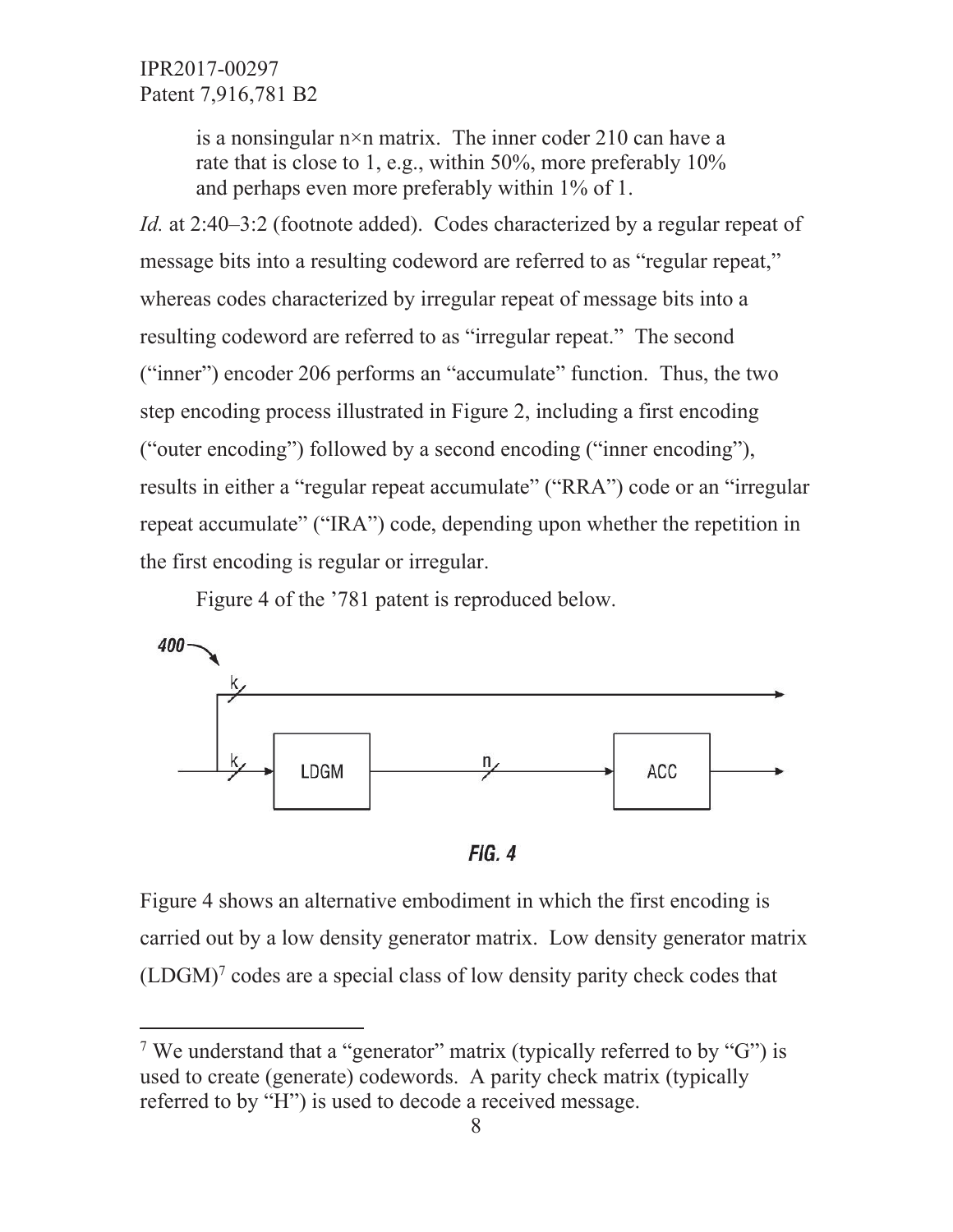> is a nonsingular n×n matrix. The inner coder 210 can have a rate that is close to 1, e.g., within 50%, more preferably 10% and perhaps even more preferably within 1% of 1.

*Id.* at 2:40–3:2 (footnote added). Codes characterized by a regular repeat of message bits into a resulting codeword are referred to as "regular repeat," whereas codes characterized by irregular repeat of message bits into a resulting codeword are referred to as "irregular repeat." The second ("inner") encoder 206 performs an "accumulate" function. Thus, the two step encoding process illustrated in Figure 2, including a first encoding ("outer encoding") followed by a second encoding ("inner encoding"), results in either a "regular repeat accumulate" ("RRA") code or an "irregular repeat accumulate" ("IRA") code, depending upon whether the repetition in the first encoding is regular or irregular.

Figure 4 of the '781 patent is reproduced below.

*FIG. 4*

Figure 4 shows an alternative embodiment in which the first encoding is carried out by a low density generator matrix. Low density generator matrix (LDGM)[7] codes are a special class of low density parity check codes that

---

[7] We understand that a "generator" matrix (typically referred to by "G") is used to create (generate) codewords. A parity check matrix (typically referred to by "H") is used to decode a received message.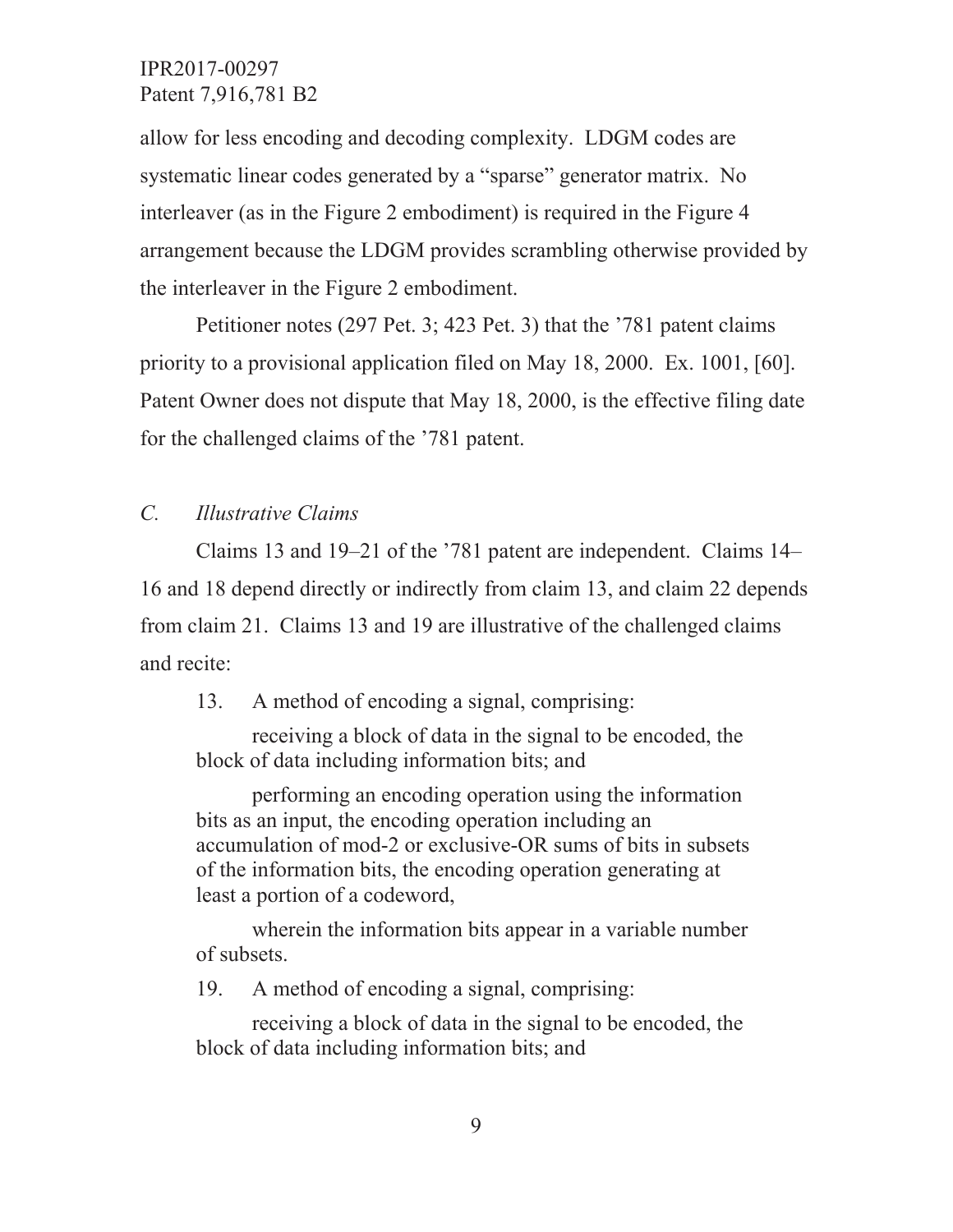allow for less encoding and decoding complexity. LDGM codes are systematic linear codes generated by a "sparse" generator matrix. No interleaver (as in the Figure 2 embodiment) is required in the Figure 4 arrangement because the LDGM provides scrambling otherwise provided by the interleaver in the Figure 2 embodiment.

Petitioner notes (297 Pet. 3; 423 Pet. 3) that the '781 patent claims priority to a provisional application filed on May 18, 2000. Ex. 1001, [60]. Patent Owner does not dispute that May 18, 2000, is the effective filing date for the challenged claims of the '781 patent.

### *C. Illustrative Claims*

Claims 13 and 19–21 of the '781 patent are independent. Claims 14–16 and 18 depend directly or indirectly from claim 13, and claim 22 depends from claim 21. Claims 13 and 19 are illustrative of the challenged claims and recite:

> 13. A method of encoding a signal, comprising:
>
> receiving a block of data in the signal to be encoded, the block of data including information bits; and
>
> performing an encoding operation using the information bits as an input, the encoding operation including an accumulation of mod-2 or exclusive-OR sums of bits in subsets of the information bits, the encoding operation generating at least a portion of a codeword,
>
> wherein the information bits appear in a variable number of subsets.
>
> 19. A method of encoding a signal, comprising:
>
> receiving a block of data in the signal to be encoded, the block of data including information bits; and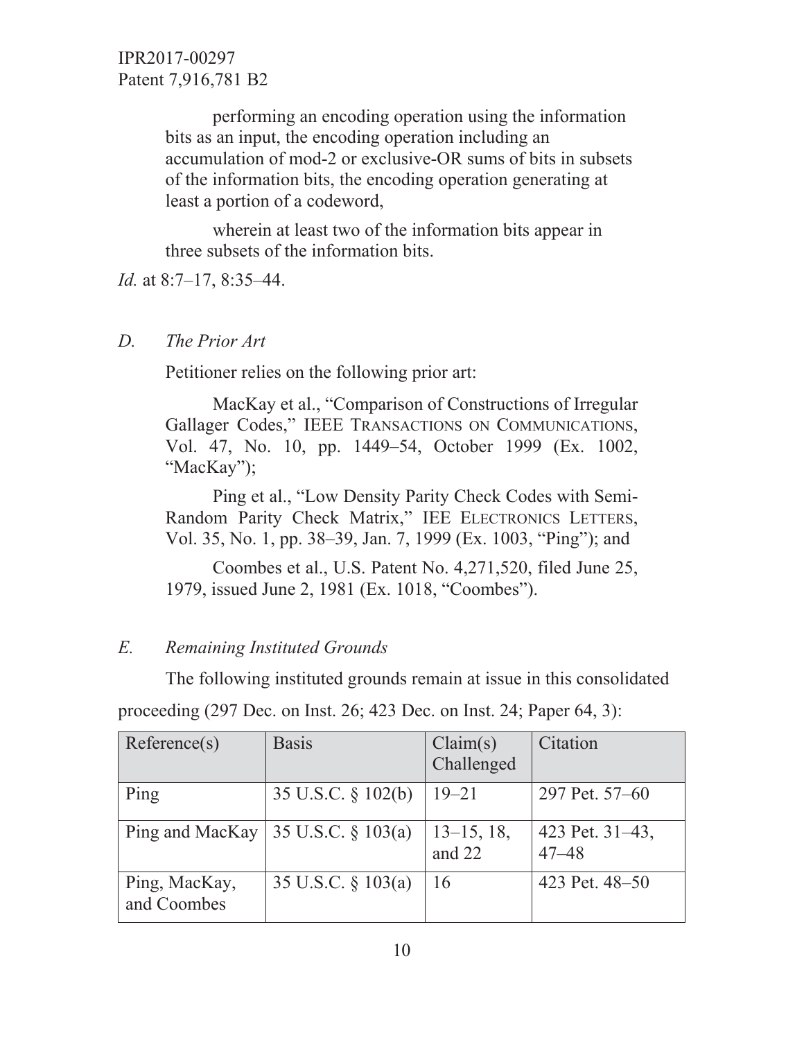performing an encoding operation using the information bits as an input, the encoding operation including an accumulation of mod-2 or exclusive-OR sums of bits in subsets of the information bits, the encoding operation generating at least a portion of a codeword,

wherein at least two of the information bits appear in three subsets of the information bits.

*Id.* at 8:7–17, 8:35–44.

### *D. The Prior Art*

Petitioner relies on the following prior art:

MacKay et al., "Comparison of Constructions of Irregular Gallager Codes," IEEE TRANSACTIONS ON COMMUNICATIONS, Vol. 47, No. 10, pp. 1449–54, October 1999 (Ex. 1002, "MacKay");

Ping et al., "Low Density Parity Check Codes with Semi-Random Parity Check Matrix," IEE ELECTRONICS LETTERS, Vol. 35, No. 1, pp. 38–39, Jan. 7, 1999 (Ex. 1003, "Ping"); and

Coombes et al., U.S. Patent No. 4,271,520, filed June 25, 1979, issued June 2, 1981 (Ex. 1018, "Coombes").

### *E. Remaining Instituted Grounds*

The following instituted grounds remain at issue in this consolidated proceeding (297 Dec. on Inst. 26; 423 Dec. on Inst. 24; Paper 64, 3):

| Reference(s) | Basis | Claim(s) Challenged | Citation |
|---|---|---|---|
| Ping | 35 U.S.C. § 102(b) | 19–21 | 297 Pet. 57–60 |
| Ping and MacKay | 35 U.S.C. § 103(a) | 13–15, 18, and 22 | 423 Pet. 31–43, 47–48 |
| Ping, MacKay, and Coombes | 35 U.S.C. § 103(a) | 16 | 423 Pet. 48–50 |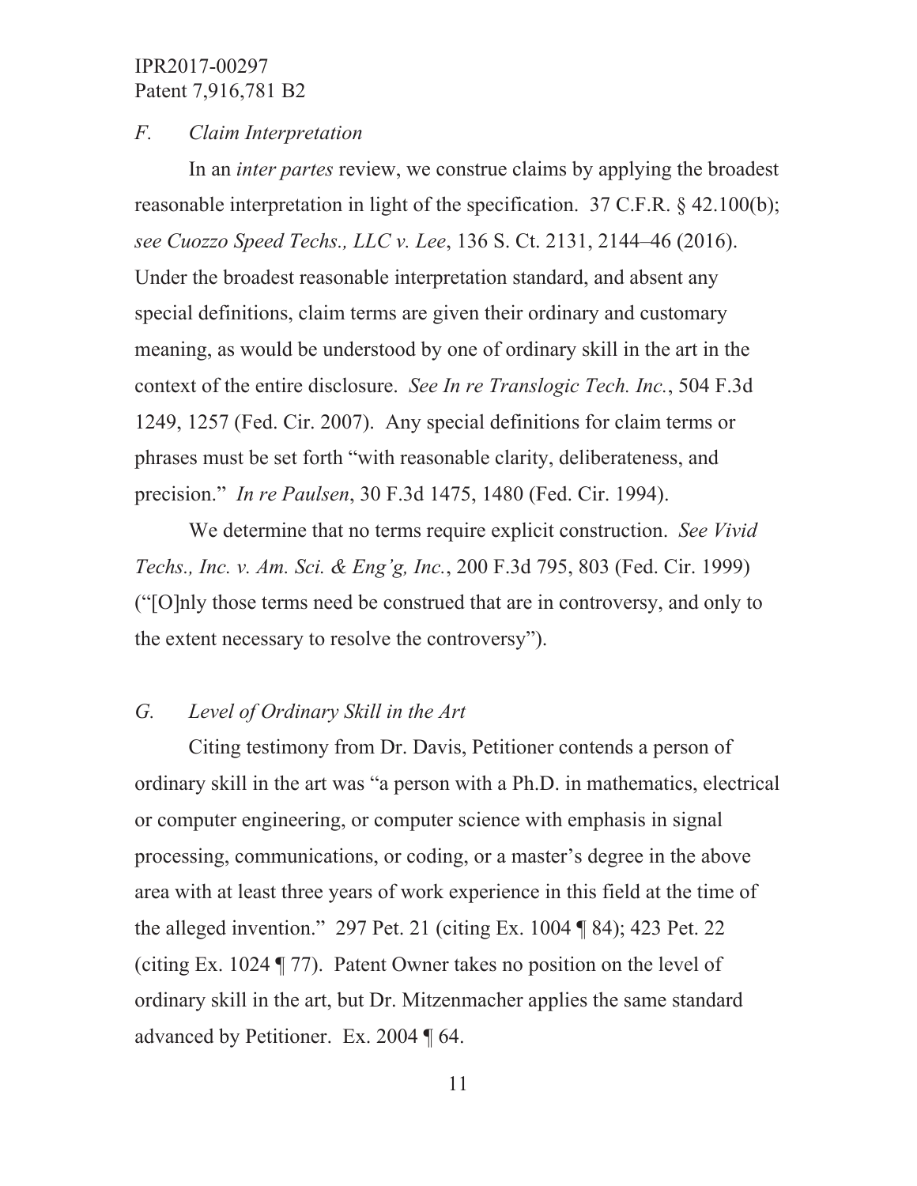### *F. Claim Interpretation*

In an *inter partes* review, we construe claims by applying the broadest reasonable interpretation in light of the specification. 37 C.F.R. § 42.100(b); *see Cuozzo Speed Techs., LLC v. Lee*, 136 S. Ct. 2131, 2144–46 (2016). Under the broadest reasonable interpretation standard, and absent any special definitions, claim terms are given their ordinary and customary meaning, as would be understood by one of ordinary skill in the art in the context of the entire disclosure. *See In re Translogic Tech. Inc.*, 504 F.3d 1249, 1257 (Fed. Cir. 2007). Any special definitions for claim terms or phrases must be set forth "with reasonable clarity, deliberateness, and precision." *In re Paulsen*, 30 F.3d 1475, 1480 (Fed. Cir. 1994).

We determine that no terms require explicit construction. *See Vivid Techs., Inc. v. Am. Sci. & Eng'g, Inc.*, 200 F.3d 795, 803 (Fed. Cir. 1999) ("[O]nly those terms need be construed that are in controversy, and only to the extent necessary to resolve the controversy").

### *G. Level of Ordinary Skill in the Art*

Citing testimony from Dr. Davis, Petitioner contends a person of ordinary skill in the art was "a person with a Ph.D. in mathematics, electrical or computer engineering, or computer science with emphasis in signal processing, communications, or coding, or a master's degree in the above area with at least three years of work experience in this field at the time of the alleged invention." 297 Pet. 21 (citing Ex. 1004 ¶ 84); 423 Pet. 22 (citing Ex. 1024 ¶ 77). Patent Owner takes no position on the level of ordinary skill in the art, but Dr. Mitzenmacher applies the same standard advanced by Petitioner. Ex. 2004 ¶ 64.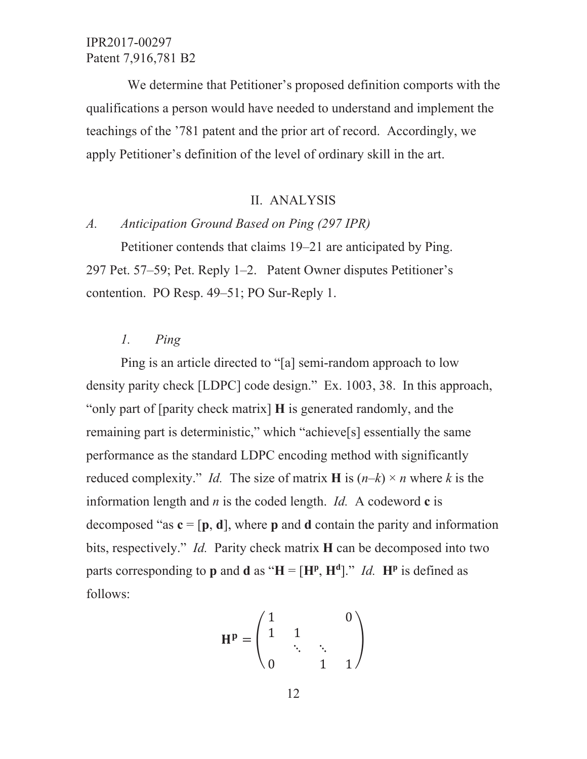We determine that Petitioner's proposed definition comports with the qualifications a person would have needed to understand and implement the teachings of the '781 patent and the prior art of record. Accordingly, we apply Petitioner's definition of the level of ordinary skill in the art.

## II. ANALYSIS

### *A. Anticipation Ground Based on Ping (297 IPR)*

Petitioner contends that claims 19–21 are anticipated by Ping. 297 Pet. 57–59; Pet. Reply 1–2. Patent Owner disputes Petitioner's contention. PO Resp. 49–51; PO Sur-Reply 1.

#### *1. Ping*

Ping is an article directed to "[a] semi-random approach to low density parity check [LDPC] code design." Ex. 1003, 38. In this approach, "only part of [parity check matrix] **H** is generated randomly, and the remaining part is deterministic," which "achieve[s] essentially the same performance as the standard LDPC encoding method with significantly reduced complexity." *Id.* The size of matrix **H** is $(n–k) \times n$ where $k$ is the information length and $n$ is the coded length. *Id.* A codeword **c** is decomposed "as $\mathbf{c} = [\mathbf{p}, \mathbf{d}]$, where **p** and **d** contain the parity and information bits, respectively." *Id.* Parity check matrix **H** can be decomposed into two parts corresponding to **p** and **d** as "$\mathbf{H} = [\mathbf{H^p}, \mathbf{H^d}]$." *Id.* $\mathbf{H^p}$ is defined as follows:

$$\mathbf{H^p} = \begin{pmatrix} 1 & & & 0 \\ 1 & 1 & & \\ & \ddots & \ddots & \\ 0 & & 1 & 1 \end{pmatrix}$$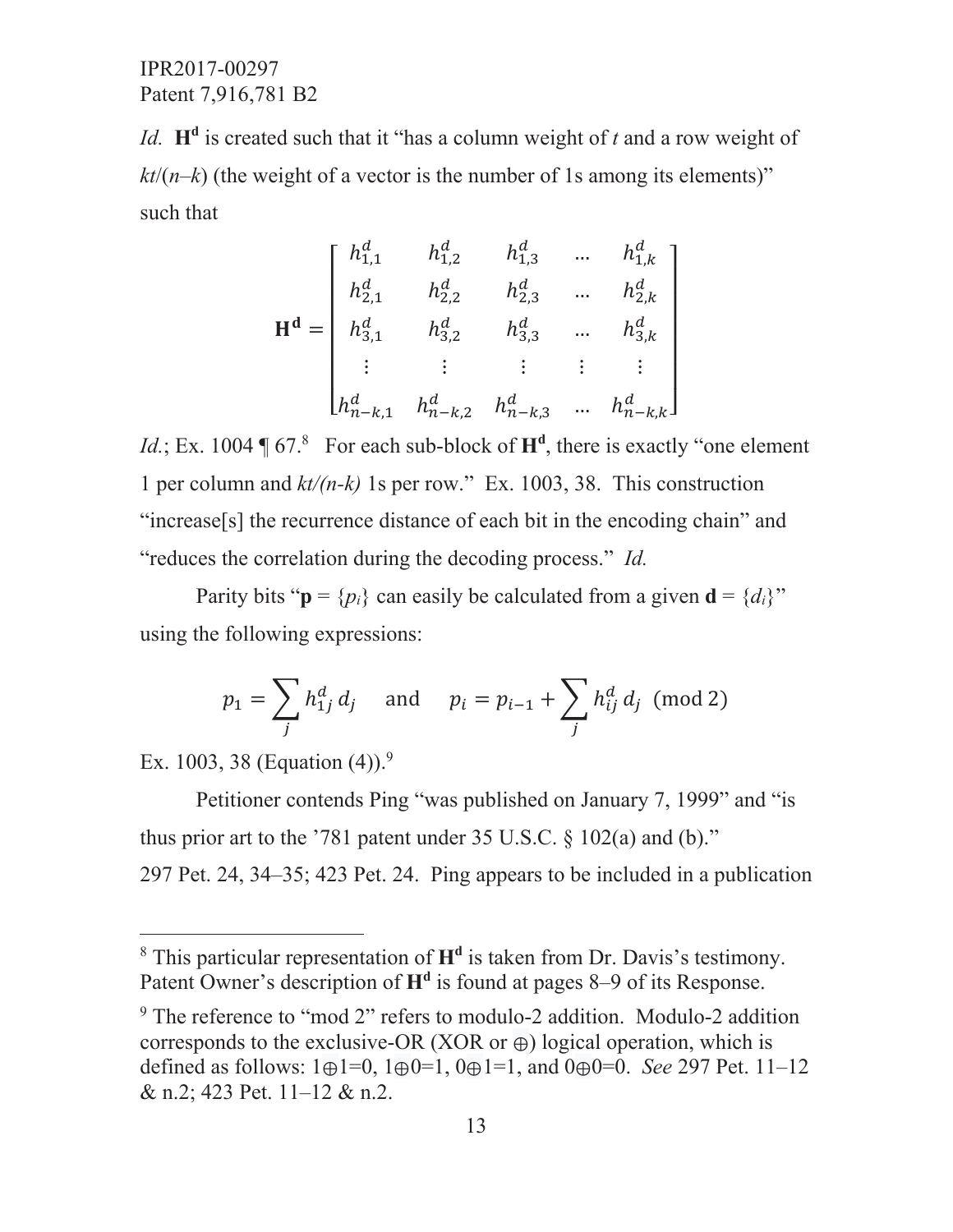*Id.* $\mathbf{H^d}$ is created such that it "has a column weight of $t$ and a row weight of $kt/(n-k)$ (the weight of a vector is the number of 1s among its elements)" such that

$$\mathbf{H^d} = \begin{bmatrix} h^d_{1,1} & h^d_{1,2} & h^d_{1,3} & \cdots & h^d_{1,k} \\ h^d_{2,1} & h^d_{2,2} & h^d_{2,3} & \cdots & h^d_{2,k} \\ h^d_{3,1} & h^d_{3,2} & h^d_{3,3} & \cdots & h^d_{3,k} \\ \vdots & \vdots & \vdots & \vdots & \vdots \\ h^d_{n-k,1} & h^d_{n-k,2} & h^d_{n-k,3} & \cdots & h^d_{n-k,k} \end{bmatrix}$$

*Id.*; Ex. 1004 ¶ 67.[8] For each sub-block of $\mathbf{H^d}$, there is exactly "one element 1 per column and $kt/(n-k)$ 1s per row." Ex. 1003, 38. This construction "increase[s] the recurrence distance of each bit in the encoding chain" and "reduces the correlation during the decoding process." *Id.*

Parity bits "$\mathbf{p} = \{p_i\}$ can easily be calculated from a given $\mathbf{d} = \{d_i\}$" using the following expressions:

$$p_1 = \sum_j h^d_{1j}\, d_j \quad \text{and} \quad p_i = p_{i-1} + \sum_j h^d_{ij}\, d_j \pmod 2$$

Ex. 1003, 38 (Equation (4)).[9]

Petitioner contends Ping "was published on January 7, 1999" and "is thus prior art to the '781 patent under 35 U.S.C. § 102(a) and (b)." 297 Pet. 24, 34–35; 423 Pet. 24. Ping appears to be included in a publication

---

[8] This particular representation of $\mathbf{H^d}$ is taken from Dr. Davis's testimony. Patent Owner's description of $\mathbf{H^d}$ is found at pages 8–9 of its Response.

[9] The reference to "mod 2" refers to modulo-2 addition. Modulo-2 addition corresponds to the exclusive-OR (XOR or $\oplus$) logical operation, which is defined as follows: $1\oplus1=0$, $1\oplus0=1$, $0\oplus1=1$, and $0\oplus0=0$. *See* 297 Pet. 11–12 & n.2; 423 Pet. 11–12 & n.2.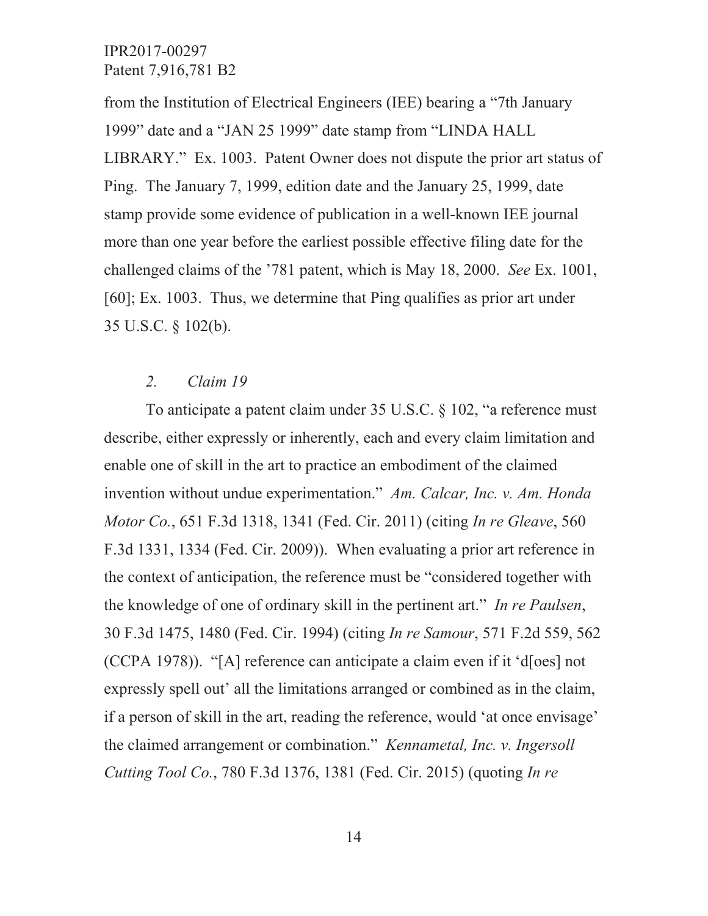from the Institution of Electrical Engineers (IEE) bearing a "7th January 1999" date and a "JAN 25 1999" date stamp from "LINDA HALL LIBRARY." Ex. 1003. Patent Owner does not dispute the prior art status of Ping. The January 7, 1999, edition date and the January 25, 1999, date stamp provide some evidence of publication in a well-known IEE journal more than one year before the earliest possible effective filing date for the challenged claims of the '781 patent, which is May 18, 2000. *See* Ex. 1001, [60]; Ex. 1003. Thus, we determine that Ping qualifies as prior art under 35 U.S.C. § 102(b).

### *2. Claim 19*

To anticipate a patent claim under 35 U.S.C. § 102, "a reference must describe, either expressly or inherently, each and every claim limitation and enable one of skill in the art to practice an embodiment of the claimed invention without undue experimentation." *Am. Calcar, Inc. v. Am. Honda Motor Co.*, 651 F.3d 1318, 1341 (Fed. Cir. 2011) (citing *In re Gleave*, 560 F.3d 1331, 1334 (Fed. Cir. 2009)). When evaluating a prior art reference in the context of anticipation, the reference must be "considered together with the knowledge of one of ordinary skill in the pertinent art." *In re Paulsen*, 30 F.3d 1475, 1480 (Fed. Cir. 1994) (citing *In re Samour*, 571 F.2d 559, 562 (CCPA 1978)). "[A] reference can anticipate a claim even if it 'd[oes] not expressly spell out' all the limitations arranged or combined as in the claim, if a person of skill in the art, reading the reference, would 'at once envisage' the claimed arrangement or combination." *Kennametal, Inc. v. Ingersoll Cutting Tool Co.*, 780 F.3d 1376, 1381 (Fed. Cir. 2015) (quoting *In re*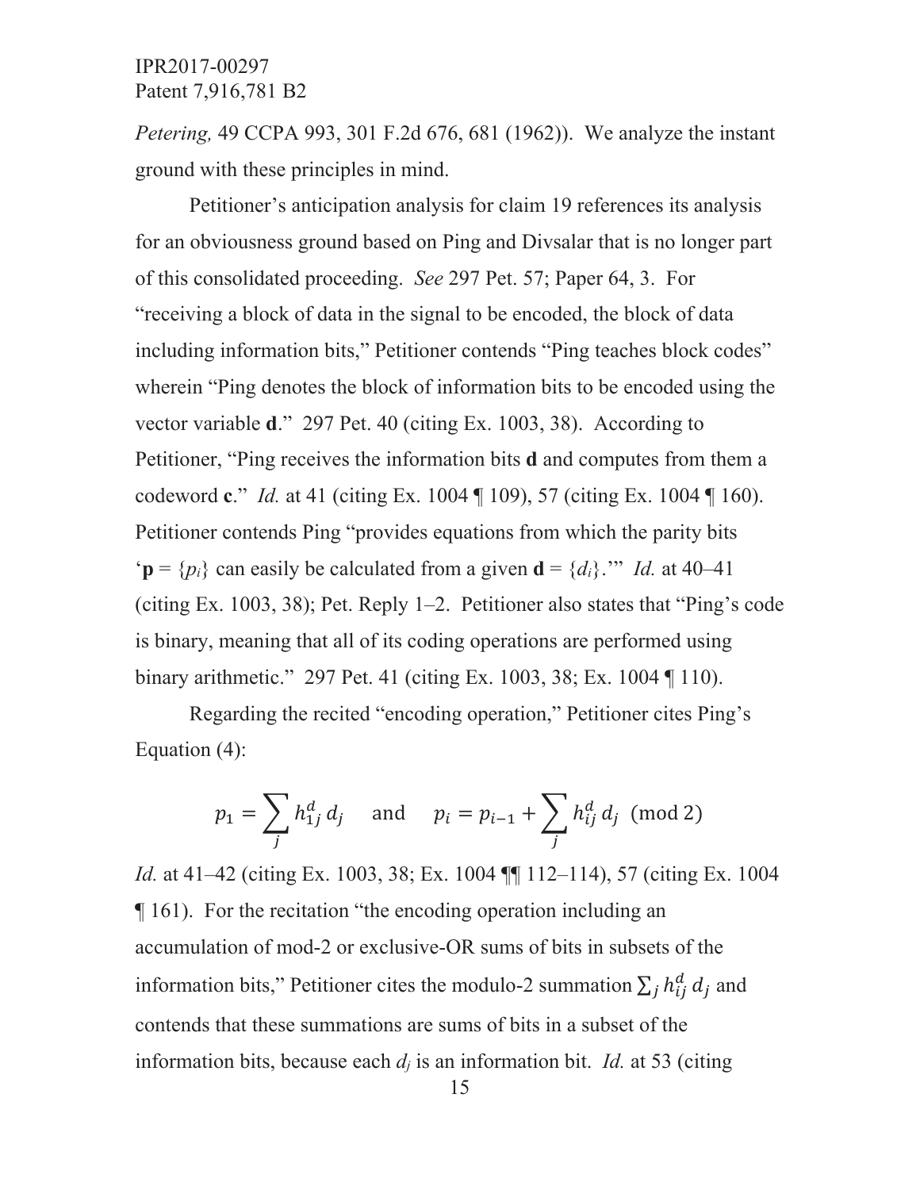*Petering,* 49 CCPA 993, 301 F.2d 676, 681 (1962)). We analyze the instant ground with these principles in mind.

Petitioner's anticipation analysis for claim 19 references its analysis for an obviousness ground based on Ping and Divsalar that is no longer part of this consolidated proceeding. *See* 297 Pet. 57; Paper 64, 3. For "receiving a block of data in the signal to be encoded, the block of data including information bits," Petitioner contends "Ping teaches block codes" wherein "Ping denotes the block of information bits to be encoded using the vector variable **d**." 297 Pet. 40 (citing Ex. 1003, 38). According to Petitioner, "Ping receives the information bits **d** and computes from them a codeword **c**." *Id.* at 41 (citing Ex. 1004 ¶ 109), 57 (citing Ex. 1004 ¶ 160). Petitioner contends Ping "provides equations from which the parity bits '$\mathbf{p} = \{p_i\}$ can easily be calculated from a given $\mathbf{d} = \{d_i\}$.'" *Id.* at 40–41 (citing Ex. 1003, 38); Pet. Reply 1–2. Petitioner also states that "Ping's code is binary, meaning that all of its coding operations are performed using binary arithmetic." 297 Pet. 41 (citing Ex. 1003, 38; Ex. 1004 ¶ 110).

Regarding the recited "encoding operation," Petitioner cites Ping's Equation (4):

$$p_1 = \sum_j h_{1j}^d d_j \quad \text{and} \quad p_i = p_{i-1} + \sum_j h_{ij}^d d_j \pmod 2$$

*Id.* at 41–42 (citing Ex. 1003, 38; Ex. 1004 ¶¶ 112–114), 57 (citing Ex. 1004 ¶ 161). For the recitation "the encoding operation including an accumulation of mod-2 or exclusive-OR sums of bits in subsets of the information bits," Petitioner cites the modulo-2 summation $\sum_j h_{ij}^d d_j$ and contends that these summations are sums of bits in a subset of the information bits, because each $d_j$ is an information bit. *Id.* at 53 (citing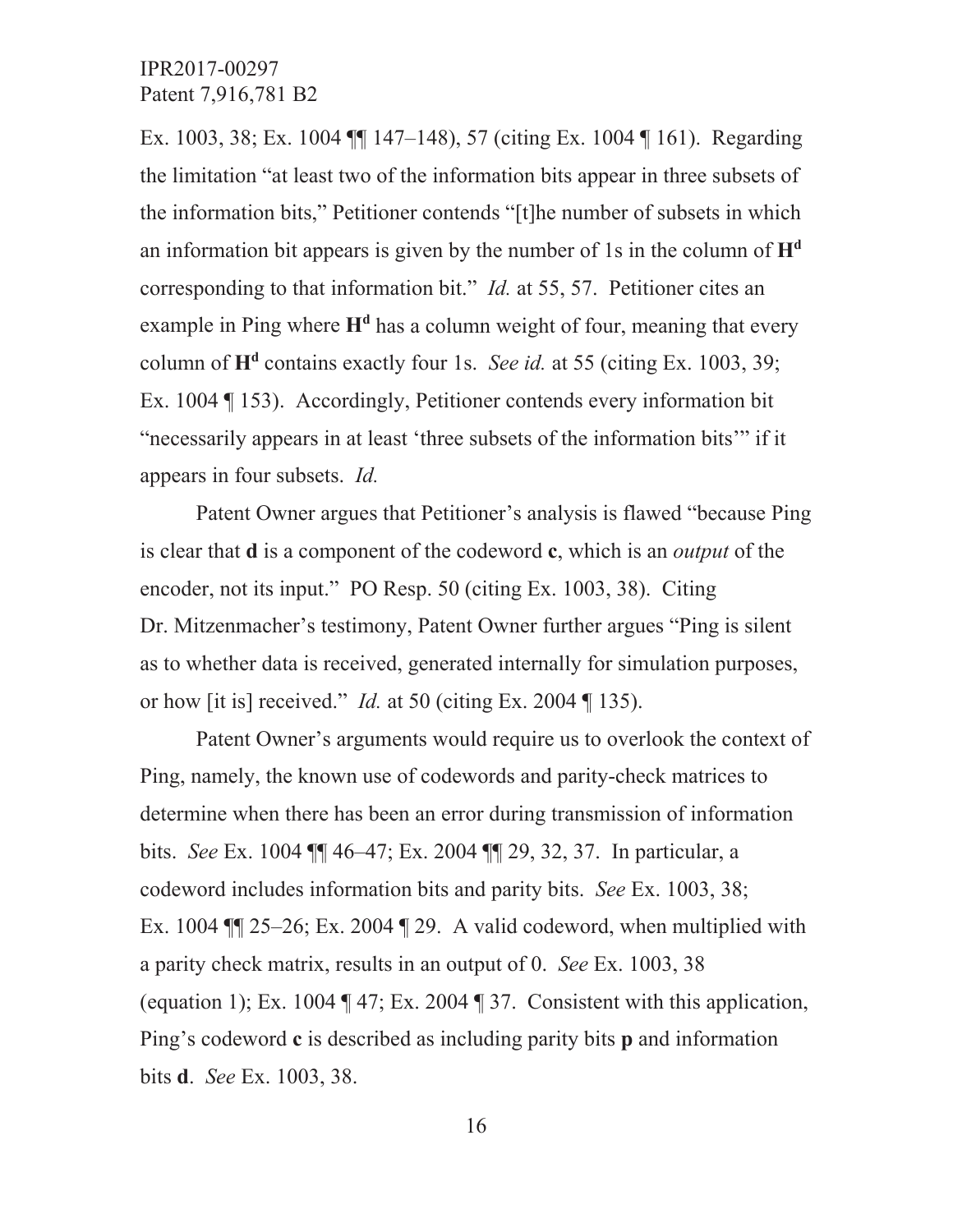Ex. 1003, 38; Ex. 1004 ¶¶ 147–148), 57 (citing Ex. 1004 ¶ 161). Regarding the limitation "at least two of the information bits appear in three subsets of the information bits," Petitioner contends "[t]he number of subsets in which an information bit appears is given by the number of 1s in the column of $\mathbf{H^d}$ corresponding to that information bit." *Id.* at 55, 57. Petitioner cites an example in Ping where $\mathbf{H^d}$ has a column weight of four, meaning that every column of $\mathbf{H^d}$ contains exactly four 1s. *See id.* at 55 (citing Ex. 1003, 39; Ex. 1004 ¶ 153). Accordingly, Petitioner contends every information bit "necessarily appears in at least 'three subsets of the information bits'" if it appears in four subsets. *Id.*

Patent Owner argues that Petitioner's analysis is flawed "because Ping is clear that **d** is a component of the codeword **c**, which is an *output* of the encoder, not its input." PO Resp. 50 (citing Ex. 1003, 38). Citing Dr. Mitzenmacher's testimony, Patent Owner further argues "Ping is silent as to whether data is received, generated internally for simulation purposes, or how [it is] received." *Id.* at 50 (citing Ex. 2004 ¶ 135).

Patent Owner's arguments would require us to overlook the context of Ping, namely, the known use of codewords and parity-check matrices to determine when there has been an error during transmission of information bits. *See* Ex. 1004 ¶¶ 46–47; Ex. 2004 ¶¶ 29, 32, 37. In particular, a codeword includes information bits and parity bits. *See* Ex. 1003, 38; Ex. 1004 ¶¶ 25–26; Ex. 2004 ¶ 29. A valid codeword, when multiplied with a parity check matrix, results in an output of 0. *See* Ex. 1003, 38 (equation 1); Ex. 1004 ¶ 47; Ex. 2004 ¶ 37. Consistent with this application, Ping's codeword **c** is described as including parity bits **p** and information bits **d**. *See* Ex. 1003, 38.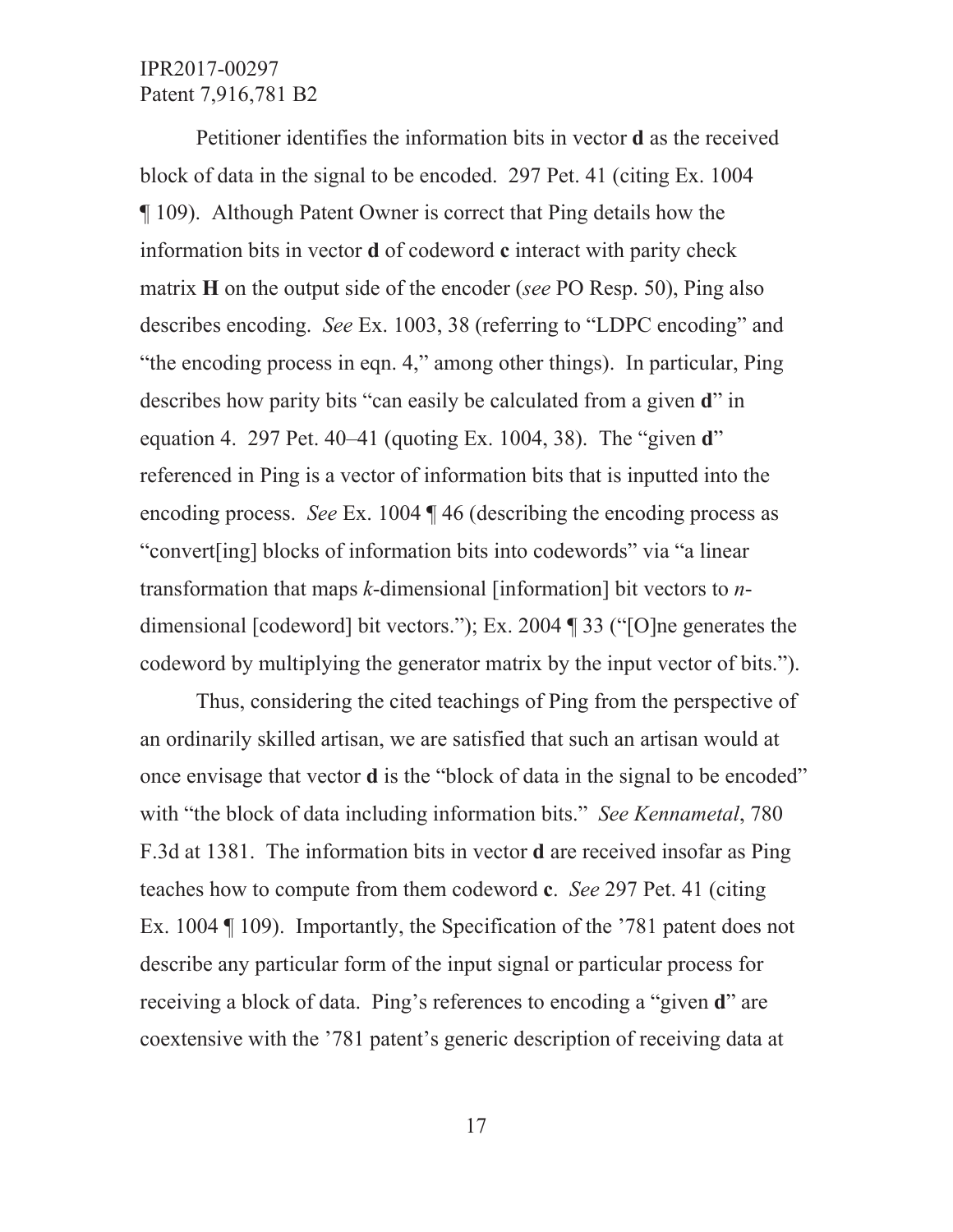Petitioner identifies the information bits in vector **d** as the received block of data in the signal to be encoded. 297 Pet. 41 (citing Ex. 1004 ¶ 109). Although Patent Owner is correct that Ping details how the information bits in vector **d** of codeword **c** interact with parity check matrix **H** on the output side of the encoder (*see* PO Resp. 50), Ping also describes encoding. *See* Ex. 1003, 38 (referring to "LDPC encoding" and "the encoding process in eqn. 4," among other things). In particular, Ping describes how parity bits "can easily be calculated from a given **d**" in equation 4. 297 Pet. 40–41 (quoting Ex. 1004, 38). The "given **d**" referenced in Ping is a vector of information bits that is inputted into the encoding process. *See* Ex. 1004 ¶ 46 (describing the encoding process as "convert[ing] blocks of information bits into codewords" via "a linear transformation that maps *k*-dimensional [information] bit vectors to *n*-dimensional [codeword] bit vectors."); Ex. 2004 ¶ 33 ("[O]ne generates the codeword by multiplying the generator matrix by the input vector of bits.").

Thus, considering the cited teachings of Ping from the perspective of an ordinarily skilled artisan, we are satisfied that such an artisan would at once envisage that vector **d** is the "block of data in the signal to be encoded" with "the block of data including information bits." *See Kennametal*, 780 F.3d at 1381. The information bits in vector **d** are received insofar as Ping teaches how to compute from them codeword **c**. *See* 297 Pet. 41 (citing Ex. 1004 ¶ 109). Importantly, the Specification of the '781 patent does not describe any particular form of the input signal or particular process for receiving a block of data. Ping's references to encoding a "given **d**" are coextensive with the '781 patent's generic description of receiving data at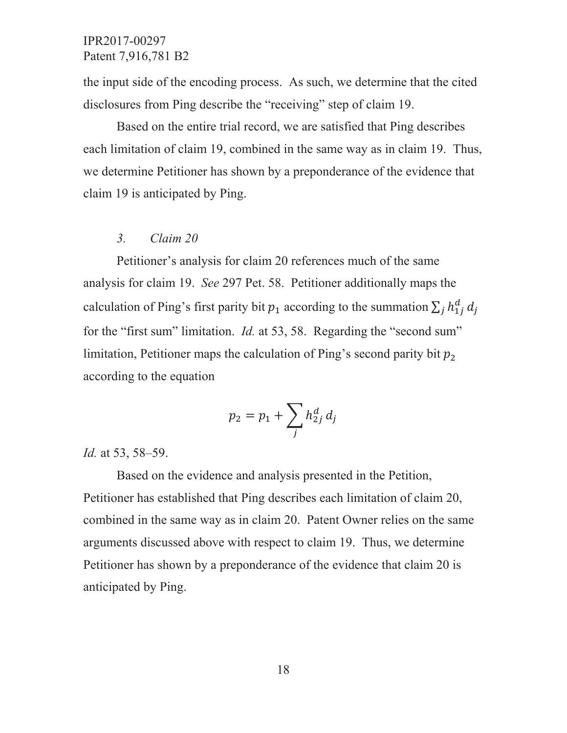the input side of the encoding process. As such, we determine that the cited disclosures from Ping describe the "receiving" step of claim 19.

Based on the entire trial record, we are satisfied that Ping describes each limitation of claim 19, combined in the same way as in claim 19. Thus, we determine Petitioner has shown by a preponderance of the evidence that claim 19 is anticipated by Ping.

### *3. Claim 20*

Petitioner's analysis for claim 20 references much of the same analysis for claim 19. *See* 297 Pet. 58. Petitioner additionally maps the calculation of Ping's first parity bit $p_1$ according to the summation $\sum_j h_{1j}^d d_j$ for the "first sum" limitation. *Id.* at 53, 58. Regarding the "second sum" limitation, Petitioner maps the calculation of Ping's second parity bit $p_2$ according to the equation

$$p_2 = p_1 + \sum_j h_{2j}^d d_j$$

*Id.* at 53, 58–59.

Based on the evidence and analysis presented in the Petition, Petitioner has established that Ping describes each limitation of claim 20, combined in the same way as in claim 20. Patent Owner relies on the same arguments discussed above with respect to claim 19. Thus, we determine Petitioner has shown by a preponderance of the evidence that claim 20 is anticipated by Ping.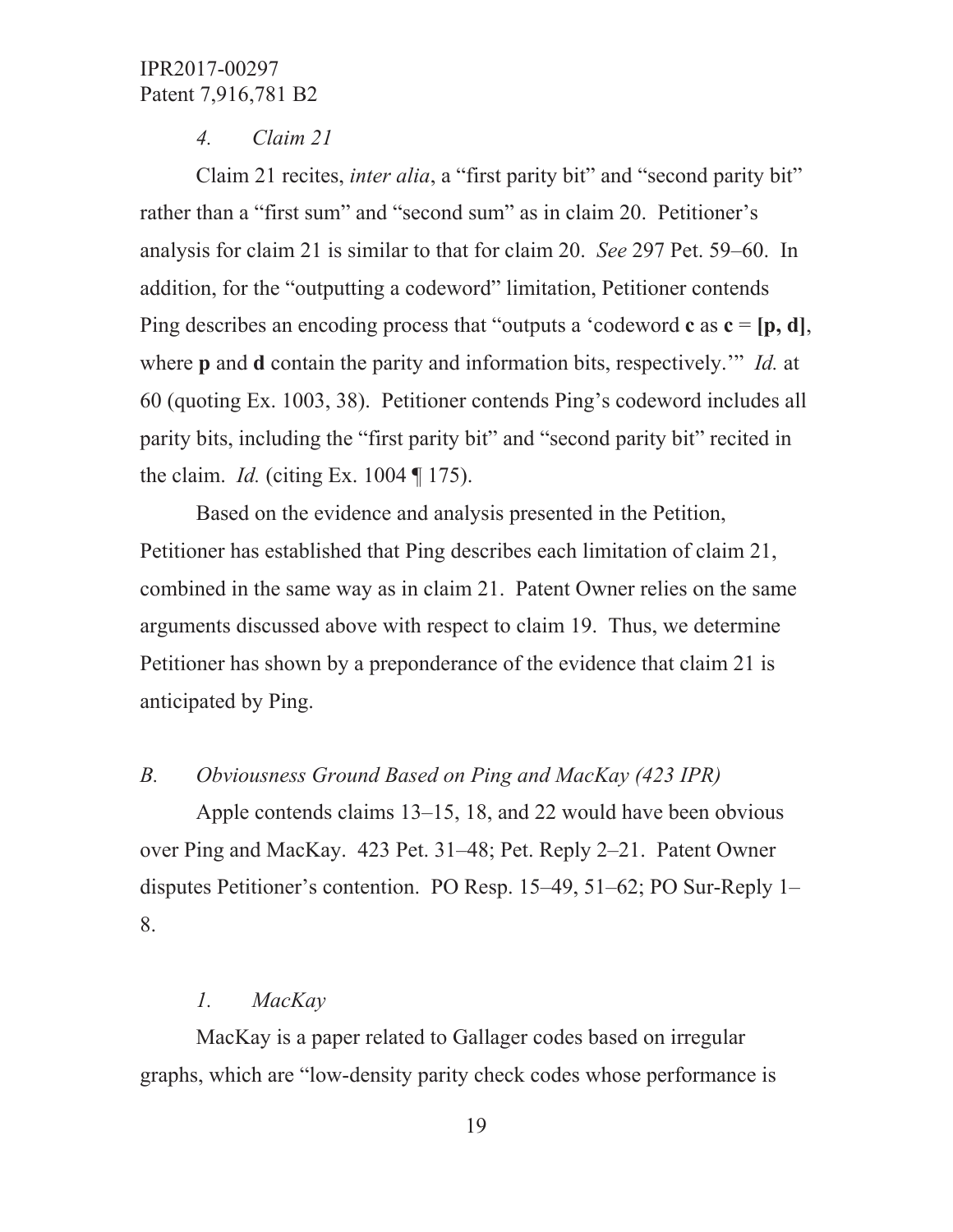*4. Claim 21*

Claim 21 recites, *inter alia*, a "first parity bit" and "second parity bit" rather than a "first sum" and "second sum" as in claim 20. Petitioner's analysis for claim 21 is similar to that for claim 20. *See* 297 Pet. 59–60. In addition, for the "outputting a codeword" limitation, Petitioner contends Ping describes an encoding process that "outputs a 'codeword **c** as **c** = **[p, d]**, where **p** and **d** contain the parity and information bits, respectively.'" *Id.* at 60 (quoting Ex. 1003, 38). Petitioner contends Ping's codeword includes all parity bits, including the "first parity bit" and "second parity bit" recited in the claim. *Id.* (citing Ex. 1004 ¶ 175).

Based on the evidence and analysis presented in the Petition, Petitioner has established that Ping describes each limitation of claim 21, combined in the same way as in claim 21. Patent Owner relies on the same arguments discussed above with respect to claim 19. Thus, we determine Petitioner has shown by a preponderance of the evidence that claim 21 is anticipated by Ping.

*B. Obviousness Ground Based on Ping and MacKay (423 IPR)*

Apple contends claims 13–15, 18, and 22 would have been obvious over Ping and MacKay. 423 Pet. 31–48; Pet. Reply 2–21. Patent Owner disputes Petitioner's contention. PO Resp. 15–49, 51–62; PO Sur-Reply 1–8.

*1. MacKay*

MacKay is a paper related to Gallager codes based on irregular graphs, which are "low-density parity check codes whose performance is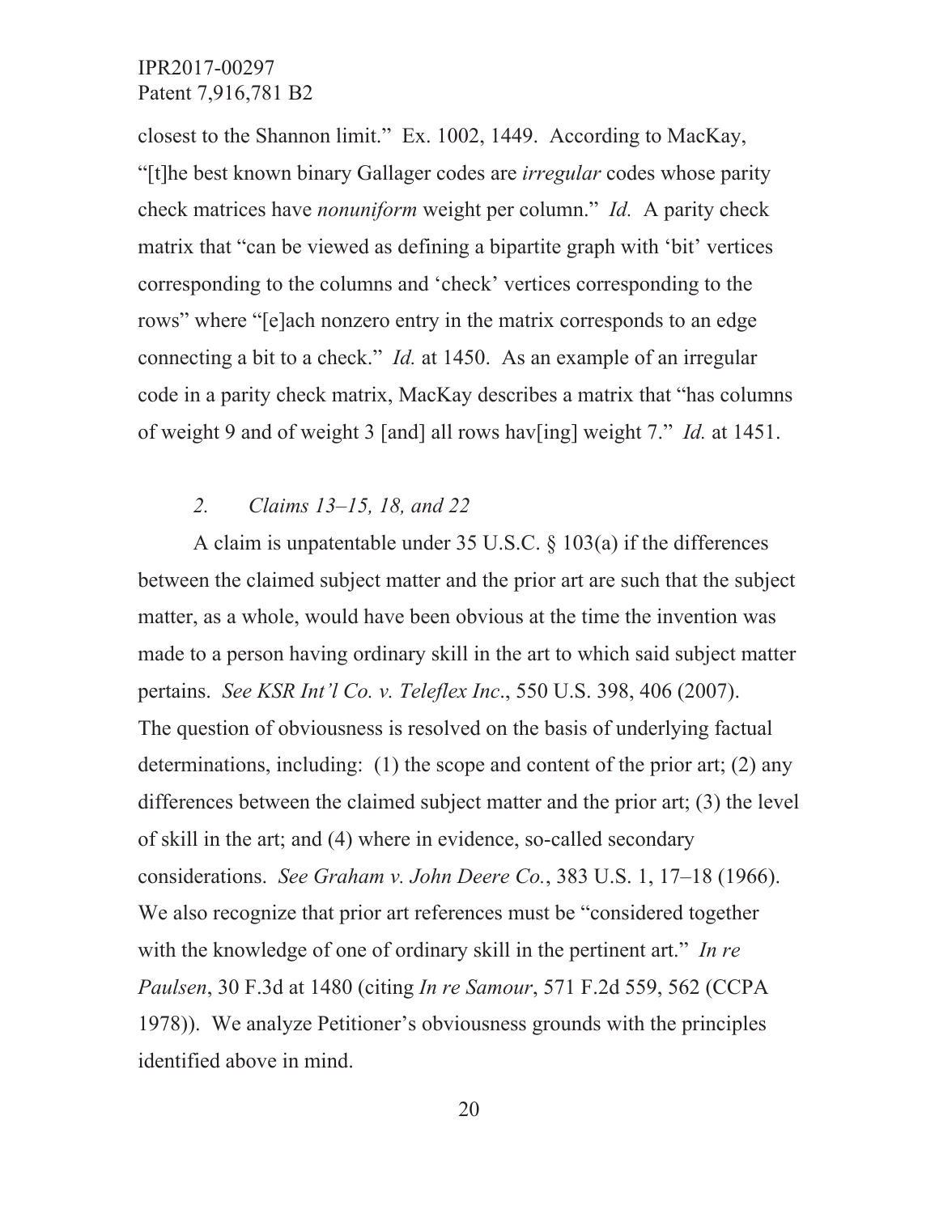closest to the Shannon limit." Ex. 1002, 1449. According to MacKay, "[t]he best known binary Gallager codes are *irregular* codes whose parity check matrices have *nonuniform* weight per column." *Id.* A parity check matrix that "can be viewed as defining a bipartite graph with 'bit' vertices corresponding to the columns and 'check' vertices corresponding to the rows" where "[e]ach nonzero entry in the matrix corresponds to an edge connecting a bit to a check." *Id.* at 1450. As an example of an irregular code in a parity check matrix, MacKay describes a matrix that "has columns of weight 9 and of weight 3 [and] all rows hav[ing] weight 7." *Id.* at 1451.

### *2. Claims 13–15, 18, and 22*

A claim is unpatentable under 35 U.S.C. § 103(a) if the differences between the claimed subject matter and the prior art are such that the subject matter, as a whole, would have been obvious at the time the invention was made to a person having ordinary skill in the art to which said subject matter pertains. *See KSR Int'l Co. v. Teleflex Inc*., 550 U.S. 398, 406 (2007). The question of obviousness is resolved on the basis of underlying factual determinations, including: (1) the scope and content of the prior art; (2) any differences between the claimed subject matter and the prior art; (3) the level of skill in the art; and (4) where in evidence, so-called secondary considerations. *See Graham v. John Deere Co.*, 383 U.S. 1, 17–18 (1966). We also recognize that prior art references must be "considered together with the knowledge of one of ordinary skill in the pertinent art." *In re Paulsen*, 30 F.3d at 1480 (citing *In re Samour*, 571 F.2d 559, 562 (CCPA 1978)). We analyze Petitioner's obviousness grounds with the principles identified above in mind.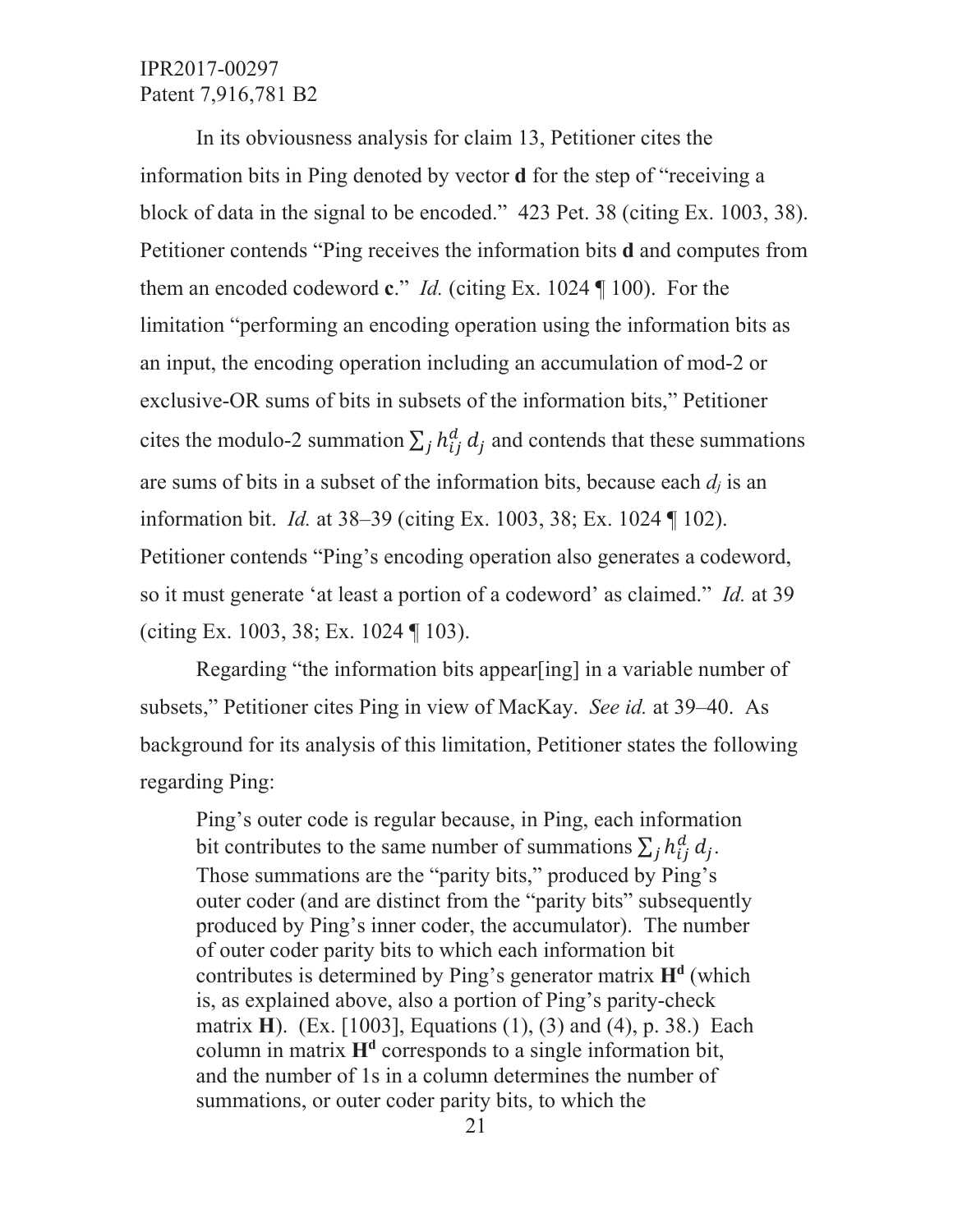In its obviousness analysis for claim 13, Petitioner cites the information bits in Ping denoted by vector **d** for the step of "receiving a block of data in the signal to be encoded." 423 Pet. 38 (citing Ex. 1003, 38). Petitioner contends "Ping receives the information bits **d** and computes from them an encoded codeword **c**." *Id.* (citing Ex. 1024 ¶ 100). For the limitation "performing an encoding operation using the information bits as an input, the encoding operation including an accumulation of mod-2 or exclusive-OR sums of bits in subsets of the information bits," Petitioner cites the modulo-2 summation $\sum_j h_{ij}^d d_j$ and contends that these summations are sums of bits in a subset of the information bits, because each $d_j$ is an information bit. *Id.* at 38–39 (citing Ex. 1003, 38; Ex. 1024 ¶ 102). Petitioner contends "Ping's encoding operation also generates a codeword, so it must generate 'at least a portion of a codeword' as claimed." *Id.* at 39 (citing Ex. 1003, 38; Ex. 1024 ¶ 103).

Regarding "the information bits appear[ing] in a variable number of subsets," Petitioner cites Ping in view of MacKay. *See id.* at 39–40. As background for its analysis of this limitation, Petitioner states the following regarding Ping:

> Ping's outer code is regular because, in Ping, each information bit contributes to the same number of summations $\sum_j h_{ij}^d d_j$. Those summations are the "parity bits," produced by Ping's outer coder (and are distinct from the "parity bits" subsequently produced by Ping's inner coder, the accumulator). The number of outer coder parity bits to which each information bit contributes is determined by Ping's generator matrix $\mathbf{H^d}$ (which is, as explained above, also a portion of Ping's parity-check matrix **H**). (Ex. [1003], Equations (1), (3) and (4), p. 38.) Each column in matrix $\mathbf{H^d}$ corresponds to a single information bit, and the number of 1s in a column determines the number of summations, or outer coder parity bits, to which the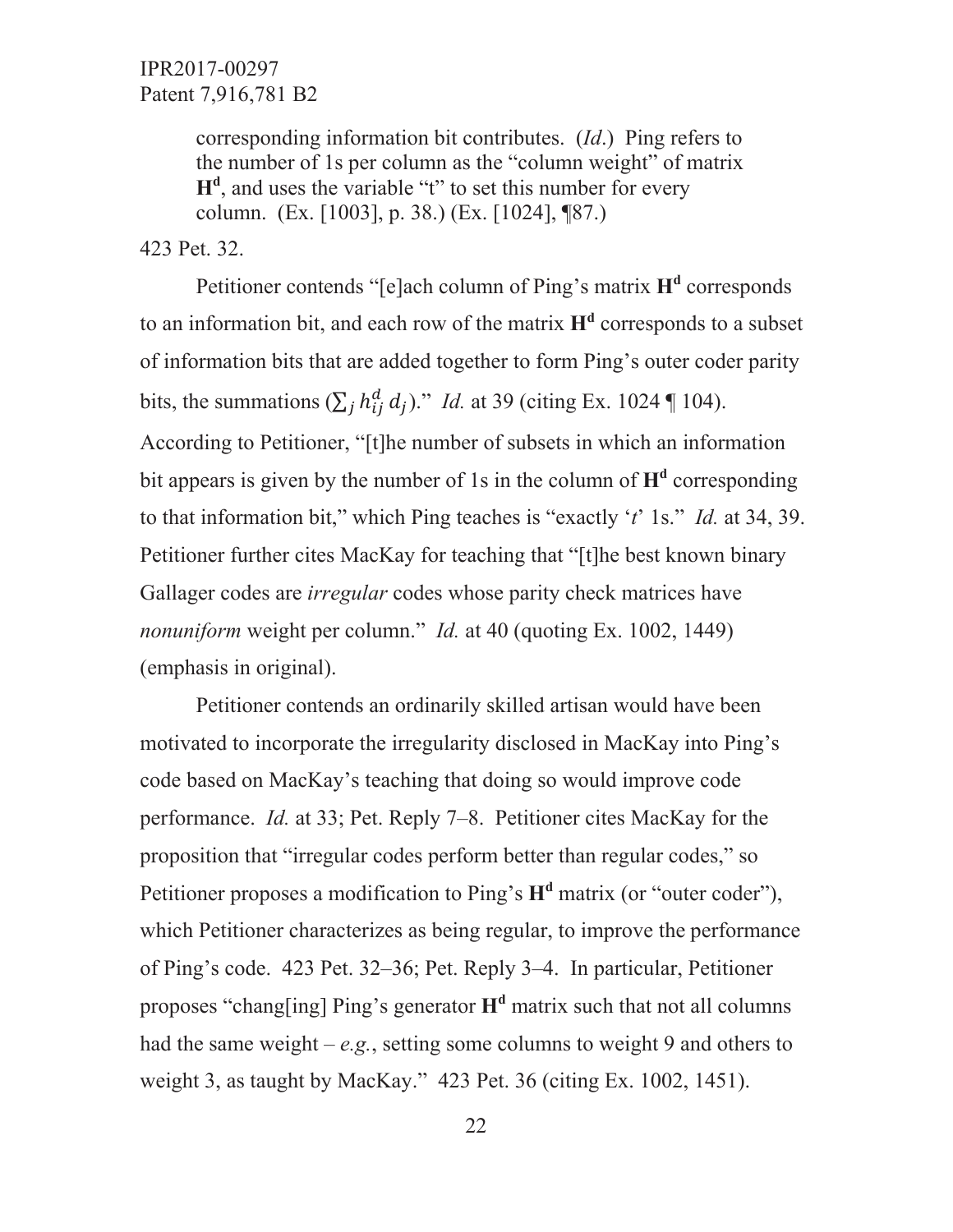> corresponding information bit contributes. (*Id*.) Ping refers to the number of 1s per column as the "column weight" of matrix $\mathbf{H^d}$, and uses the variable "t" to set this number for every column. (Ex. [1003], p. 38.) (Ex. [1024], ¶87.)

423 Pet. 32.

Petitioner contends "[e]ach column of Ping's matrix $\mathbf{H^d}$ corresponds to an information bit, and each row of the matrix $\mathbf{H^d}$ corresponds to a subset of information bits that are added together to form Ping's outer coder parity bits, the summations ($\sum_j h_{ij}^d d_j$)." *Id.* at 39 (citing Ex. 1024 ¶ 104). According to Petitioner, "[t]he number of subsets in which an information bit appears is given by the number of 1s in the column of $\mathbf{H^d}$ corresponding to that information bit," which Ping teaches is "exactly '*t*' 1s." *Id.* at 34, 39. Petitioner further cites MacKay for teaching that "[t]he best known binary Gallager codes are *irregular* codes whose parity check matrices have *nonuniform* weight per column." *Id.* at 40 (quoting Ex. 1002, 1449) (emphasis in original).

Petitioner contends an ordinarily skilled artisan would have been motivated to incorporate the irregularity disclosed in MacKay into Ping's code based on MacKay's teaching that doing so would improve code performance. *Id.* at 33; Pet. Reply 7–8. Petitioner cites MacKay for the proposition that "irregular codes perform better than regular codes," so Petitioner proposes a modification to Ping's $\mathbf{H^d}$ matrix (or "outer coder"), which Petitioner characterizes as being regular, to improve the performance of Ping's code. 423 Pet. 32–36; Pet. Reply 3–4. In particular, Petitioner proposes "chang[ing] Ping's generator $\mathbf{H^d}$ matrix such that not all columns had the same weight – *e.g.*, setting some columns to weight 9 and others to weight 3, as taught by MacKay." 423 Pet. 36 (citing Ex. 1002, 1451).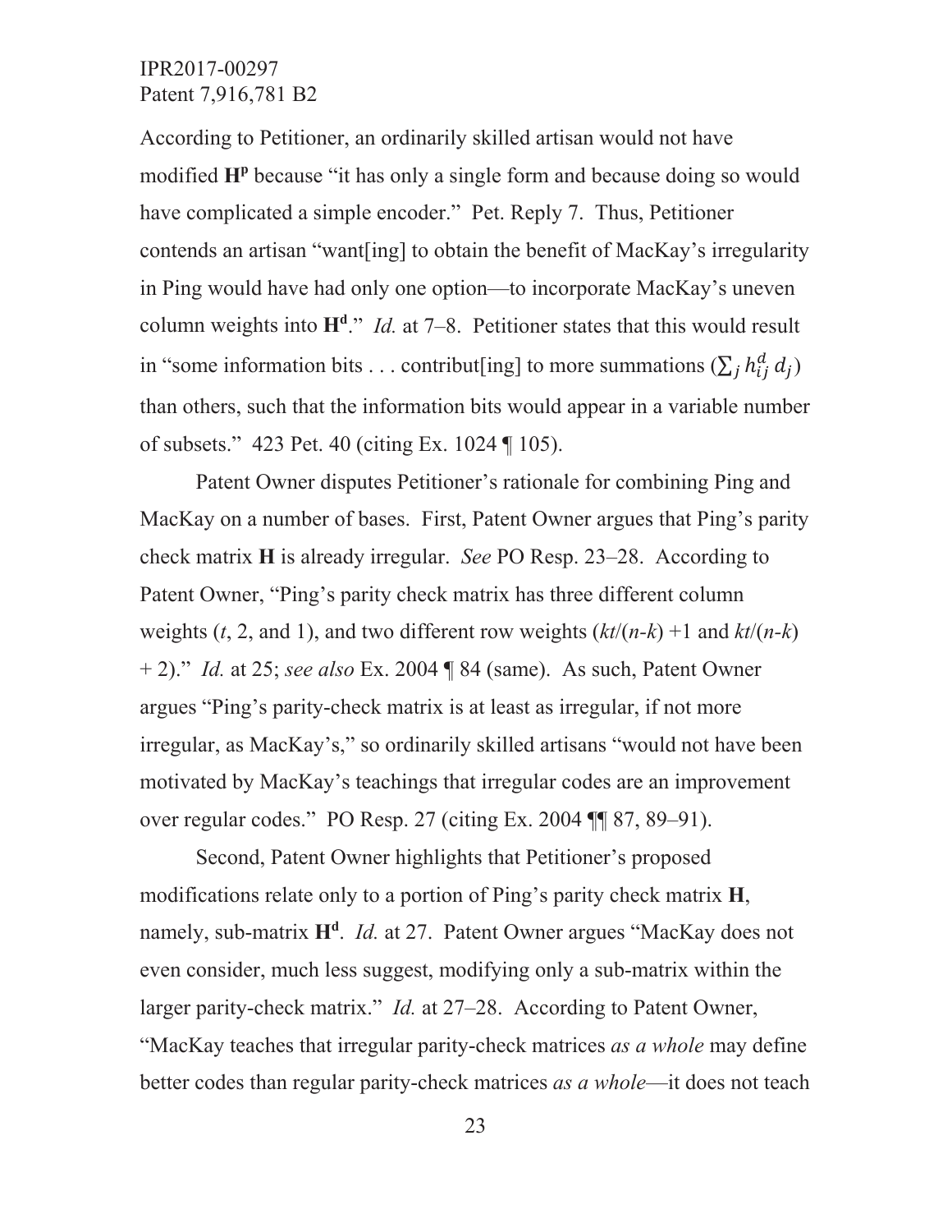According to Petitioner, an ordinarily skilled artisan would not have modified $\mathbf{H^p}$ because "it has only a single form and because doing so would have complicated a simple encoder." Pet. Reply 7. Thus, Petitioner contends an artisan "want[ing] to obtain the benefit of MacKay's irregularity in Ping would have had only one option—to incorporate MacKay's uneven column weights into $\mathbf{H^d}$." *Id.* at 7–8. Petitioner states that this would result in "some information bits . . . contribut[ing] to more summations ($\sum_j h_{ij}^d d_j$) than others, such that the information bits would appear in a variable number of subsets." 423 Pet. 40 (citing Ex. 1024 ¶ 105).

Patent Owner disputes Petitioner's rationale for combining Ping and MacKay on a number of bases. First, Patent Owner argues that Ping's parity check matrix **H** is already irregular. *See* PO Resp. 23–28. According to Patent Owner, "Ping's parity check matrix has three different column weights ($t$, 2, and 1), and two different row weights ($kt/(n-k)$ +1 and $kt/(n-k)$ + 2)." *Id.* at 25; *see also* Ex. 2004 ¶ 84 (same). As such, Patent Owner argues "Ping's parity-check matrix is at least as irregular, if not more irregular, as MacKay's," so ordinarily skilled artisans "would not have been motivated by MacKay's teachings that irregular codes are an improvement over regular codes." PO Resp. 27 (citing Ex. 2004 ¶¶ 87, 89–91).

Second, Patent Owner highlights that Petitioner's proposed modifications relate only to a portion of Ping's parity check matrix **H**, namely, sub-matrix $\mathbf{H^d}$. *Id.* at 27. Patent Owner argues "MacKay does not even consider, much less suggest, modifying only a sub-matrix within the larger parity-check matrix." *Id.* at 27–28. According to Patent Owner, "MacKay teaches that irregular parity-check matrices *as a whole* may define better codes than regular parity-check matrices *as a whole*—it does not teach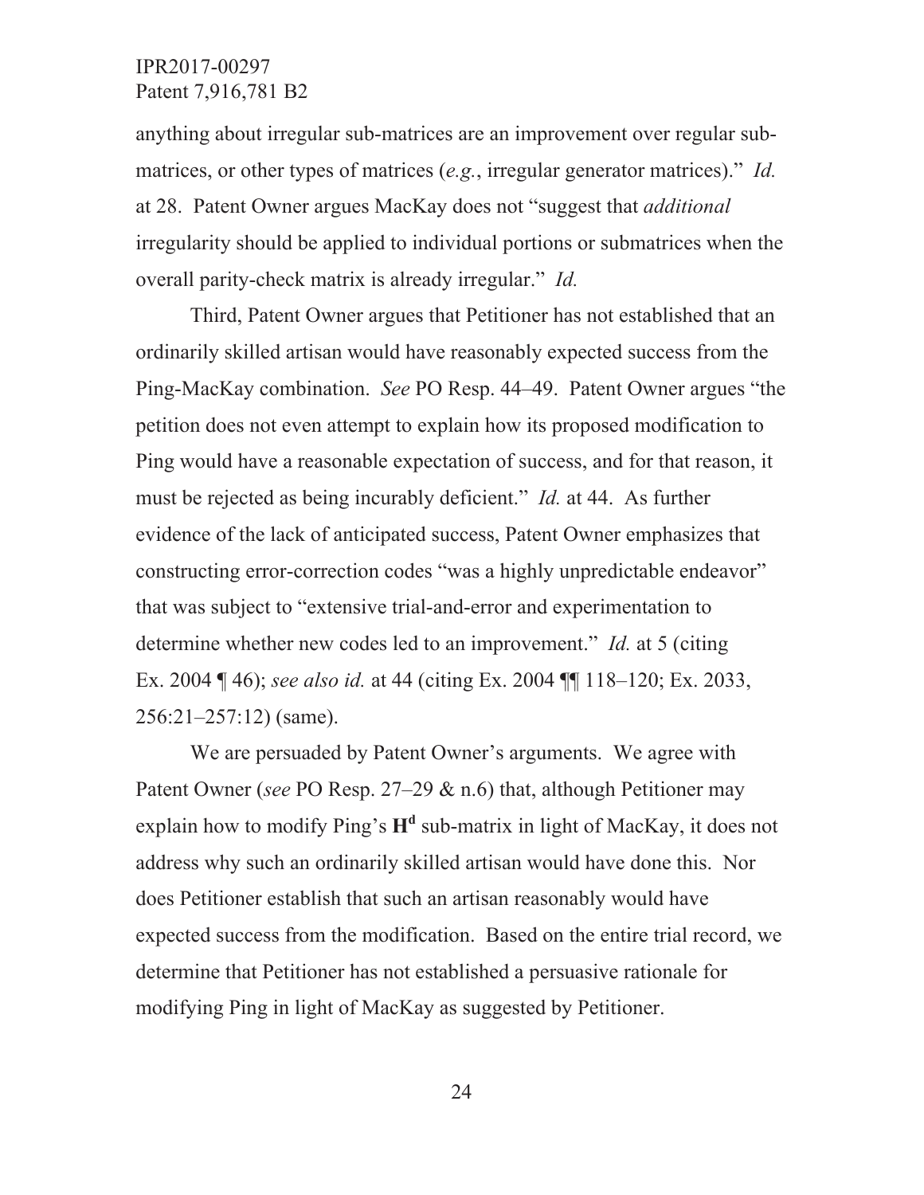anything about irregular sub-matrices are an improvement over regular sub-matrices, or other types of matrices (*e.g.*, irregular generator matrices)." *Id.* at 28. Patent Owner argues MacKay does not "suggest that *additional* irregularity should be applied to individual portions or submatrices when the overall parity-check matrix is already irregular." *Id.*

Third, Patent Owner argues that Petitioner has not established that an ordinarily skilled artisan would have reasonably expected success from the Ping-MacKay combination. *See* PO Resp. 44–49. Patent Owner argues "the petition does not even attempt to explain how its proposed modification to Ping would have a reasonable expectation of success, and for that reason, it must be rejected as being incurably deficient." *Id.* at 44. As further evidence of the lack of anticipated success, Patent Owner emphasizes that constructing error-correction codes "was a highly unpredictable endeavor" that was subject to "extensive trial-and-error and experimentation to determine whether new codes led to an improvement." *Id.* at 5 (citing Ex. 2004 ¶ 46); *see also id.* at 44 (citing Ex. 2004 ¶¶ 118–120; Ex. 2033, 256:21–257:12) (same).

We are persuaded by Patent Owner's arguments. We agree with Patent Owner (*see* PO Resp. 27–29 & n.6) that, although Petitioner may explain how to modify Ping's $\mathbf{H}^{\mathbf{d}}$ sub-matrix in light of MacKay, it does not address why such an ordinarily skilled artisan would have done this. Nor does Petitioner establish that such an artisan reasonably would have expected success from the modification. Based on the entire trial record, we determine that Petitioner has not established a persuasive rationale for modifying Ping in light of MacKay as suggested by Petitioner.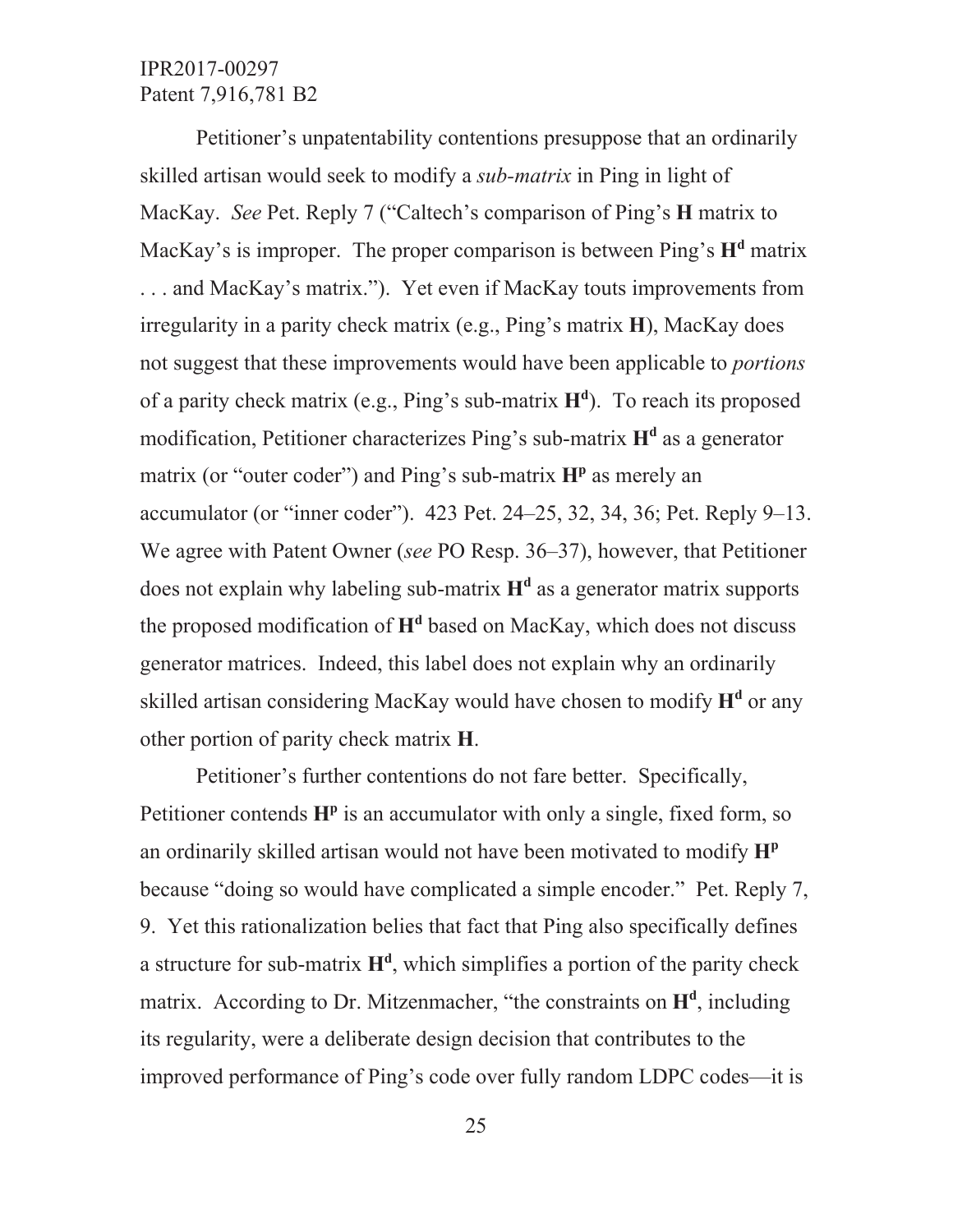Petitioner's unpatentability contentions presuppose that an ordinarily skilled artisan would seek to modify a *sub-matrix* in Ping in light of MacKay. *See* Pet. Reply 7 ("Caltech's comparison of Ping's **H** matrix to MacKay's is improper. The proper comparison is between Ping's $\mathbf{H^d}$ matrix . . . and MacKay's matrix."). Yet even if MacKay touts improvements from irregularity in a parity check matrix (e.g., Ping's matrix **H**), MacKay does not suggest that these improvements would have been applicable to *portions* of a parity check matrix (e.g., Ping's sub-matrix $\mathbf{H^d}$). To reach its proposed modification, Petitioner characterizes Ping's sub-matrix $\mathbf{H^d}$ as a generator matrix (or "outer coder") and Ping's sub-matrix $\mathbf{H^p}$ as merely an accumulator (or "inner coder"). 423 Pet. 24–25, 32, 34, 36; Pet. Reply 9–13. We agree with Patent Owner (*see* PO Resp. 36–37), however, that Petitioner does not explain why labeling sub-matrix $\mathbf{H^d}$ as a generator matrix supports the proposed modification of $\mathbf{H^d}$ based on MacKay, which does not discuss generator matrices. Indeed, this label does not explain why an ordinarily skilled artisan considering MacKay would have chosen to modify $\mathbf{H^d}$ or any other portion of parity check matrix **H**.

Petitioner's further contentions do not fare better. Specifically, Petitioner contends $\mathbf{H^p}$ is an accumulator with only a single, fixed form, so an ordinarily skilled artisan would not have been motivated to modify $\mathbf{H^p}$ because "doing so would have complicated a simple encoder." Pet. Reply 7, 9. Yet this rationalization belies that fact that Ping also specifically defines a structure for sub-matrix $\mathbf{H^d}$, which simplifies a portion of the parity check matrix. According to Dr. Mitzenmacher, "the constraints on $\mathbf{H^d}$, including its regularity, were a deliberate design decision that contributes to the improved performance of Ping's code over fully random LDPC codes—it is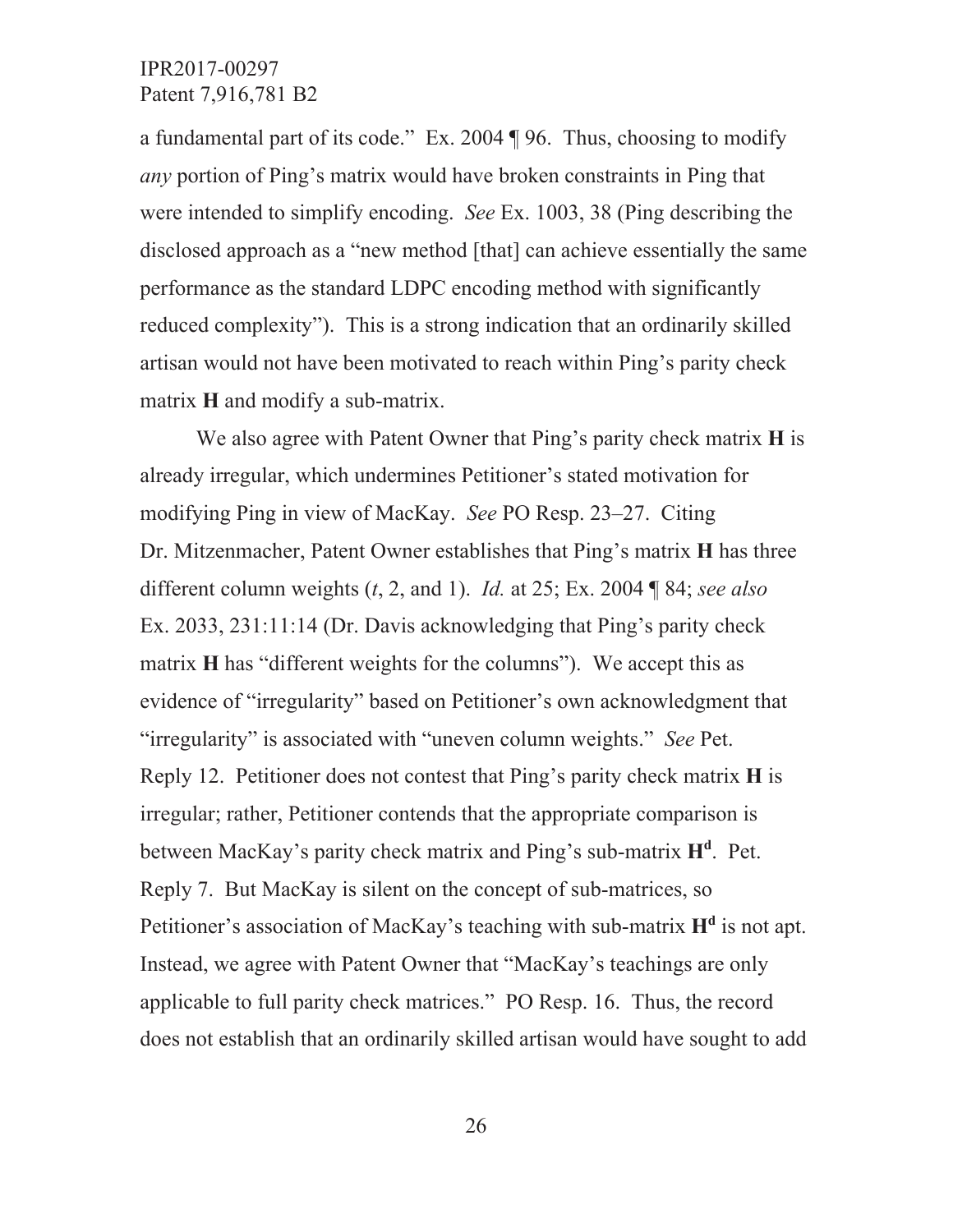a fundamental part of its code." Ex. 2004 ¶ 96. Thus, choosing to modify *any* portion of Ping's matrix would have broken constraints in Ping that were intended to simplify encoding. *See* Ex. 1003, 38 (Ping describing the disclosed approach as a "new method [that] can achieve essentially the same performance as the standard LDPC encoding method with significantly reduced complexity"). This is a strong indication that an ordinarily skilled artisan would not have been motivated to reach within Ping's parity check matrix **H** and modify a sub-matrix.

We also agree with Patent Owner that Ping's parity check matrix **H** is already irregular, which undermines Petitioner's stated motivation for modifying Ping in view of MacKay. *See* PO Resp. 23–27. Citing Dr. Mitzenmacher, Patent Owner establishes that Ping's matrix **H** has three different column weights ($t$, 2, and 1). *Id.* at 25; Ex. 2004 ¶ 84; *see also* Ex. 2033, 231:11:14 (Dr. Davis acknowledging that Ping's parity check matrix **H** has "different weights for the columns"). We accept this as evidence of "irregularity" based on Petitioner's own acknowledgment that "irregularity" is associated with "uneven column weights." *See* Pet. Reply 12. Petitioner does not contest that Ping's parity check matrix **H** is irregular; rather, Petitioner contends that the appropriate comparison is between MacKay's parity check matrix and Ping's sub-matrix $\mathbf{H^d}$. Pet. Reply 7. But MacKay is silent on the concept of sub-matrices, so Petitioner's association of MacKay's teaching with sub-matrix $\mathbf{H^d}$ is not apt. Instead, we agree with Patent Owner that "MacKay's teachings are only applicable to full parity check matrices." PO Resp. 16. Thus, the record does not establish that an ordinarily skilled artisan would have sought to add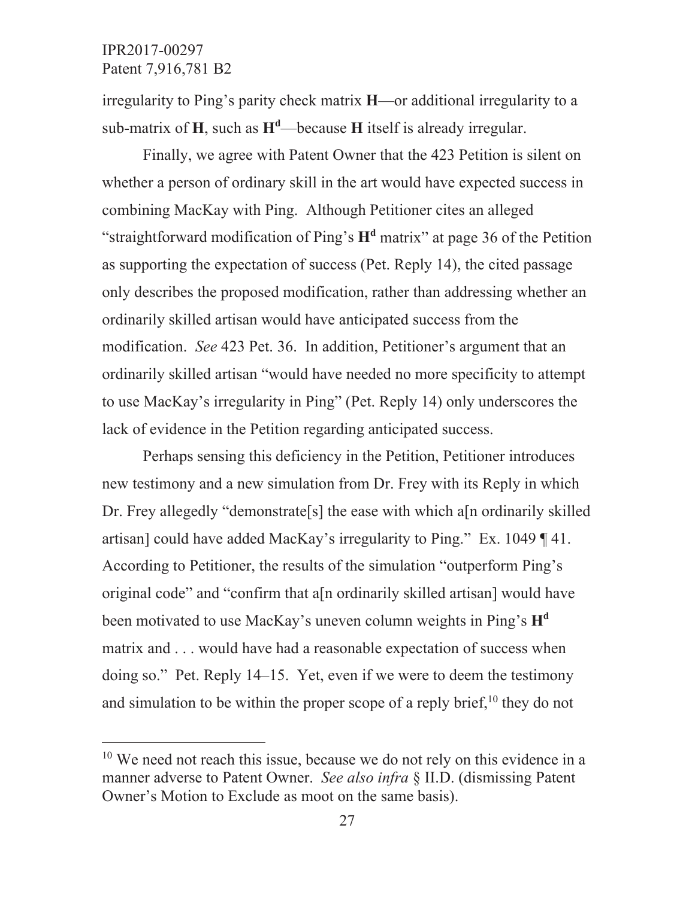irregularity to Ping's parity check matrix **H**—or additional irregularity to a sub-matrix of **H**, such as $\mathbf{H^d}$—because **H** itself is already irregular.

Finally, we agree with Patent Owner that the 423 Petition is silent on whether a person of ordinary skill in the art would have expected success in combining MacKay with Ping. Although Petitioner cites an alleged "straightforward modification of Ping's $\mathbf{H^d}$ matrix" at page 36 of the Petition as supporting the expectation of success (Pet. Reply 14), the cited passage only describes the proposed modification, rather than addressing whether an ordinarily skilled artisan would have anticipated success from the modification. *See* 423 Pet. 36. In addition, Petitioner's argument that an ordinarily skilled artisan "would have needed no more specificity to attempt to use MacKay's irregularity in Ping" (Pet. Reply 14) only underscores the lack of evidence in the Petition regarding anticipated success.

Perhaps sensing this deficiency in the Petition, Petitioner introduces new testimony and a new simulation from Dr. Frey with its Reply in which Dr. Frey allegedly "demonstrate[s] the ease with which a[n ordinarily skilled artisan] could have added MacKay's irregularity to Ping." Ex. 1049 ¶ 41. According to Petitioner, the results of the simulation "outperform Ping's original code" and "confirm that a[n ordinarily skilled artisan] would have been motivated to use MacKay's uneven column weights in Ping's $\mathbf{H^d}$ matrix and . . . would have had a reasonable expectation of success when doing so." Pet. Reply 14–15. Yet, even if we were to deem the testimony and simulation to be within the proper scope of a reply brief,[10] they do not

---

[10] We need not reach this issue, because we do not rely on this evidence in a manner adverse to Patent Owner. *See also infra* § II.D. (dismissing Patent Owner's Motion to Exclude as moot on the same basis).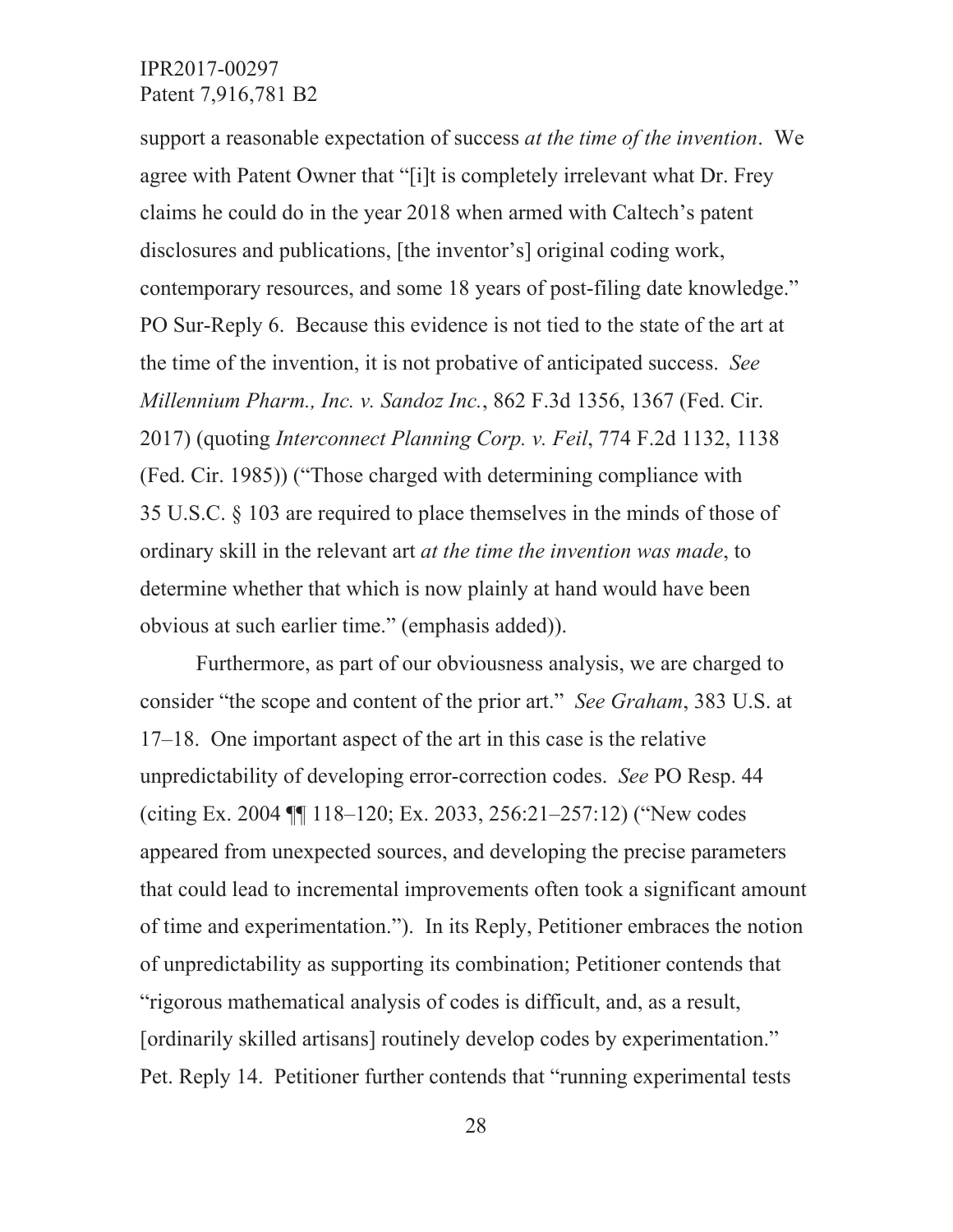support a reasonable expectation of success *at the time of the invention*. We agree with Patent Owner that "[i]t is completely irrelevant what Dr. Frey claims he could do in the year 2018 when armed with Caltech's patent disclosures and publications, [the inventor's] original coding work, contemporary resources, and some 18 years of post-filing date knowledge." PO Sur-Reply 6. Because this evidence is not tied to the state of the art at the time of the invention, it is not probative of anticipated success. *See Millennium Pharm., Inc. v. Sandoz Inc.*, 862 F.3d 1356, 1367 (Fed. Cir. 2017) (quoting *Interconnect Planning Corp. v. Feil*, 774 F.2d 1132, 1138 (Fed. Cir. 1985)) ("Those charged with determining compliance with 35 U.S.C. § 103 are required to place themselves in the minds of those of ordinary skill in the relevant art *at the time the invention was made*, to determine whether that which is now plainly at hand would have been obvious at such earlier time." (emphasis added)).

Furthermore, as part of our obviousness analysis, we are charged to consider "the scope and content of the prior art." *See Graham*, 383 U.S. at 17–18. One important aspect of the art in this case is the relative unpredictability of developing error-correction codes. *See* PO Resp. 44 (citing Ex. 2004 ¶¶ 118–120; Ex. 2033, 256:21–257:12) ("New codes appeared from unexpected sources, and developing the precise parameters that could lead to incremental improvements often took a significant amount of time and experimentation."). In its Reply, Petitioner embraces the notion of unpredictability as supporting its combination; Petitioner contends that "rigorous mathematical analysis of codes is difficult, and, as a result, [ordinarily skilled artisans] routinely develop codes by experimentation." Pet. Reply 14. Petitioner further contends that "running experimental tests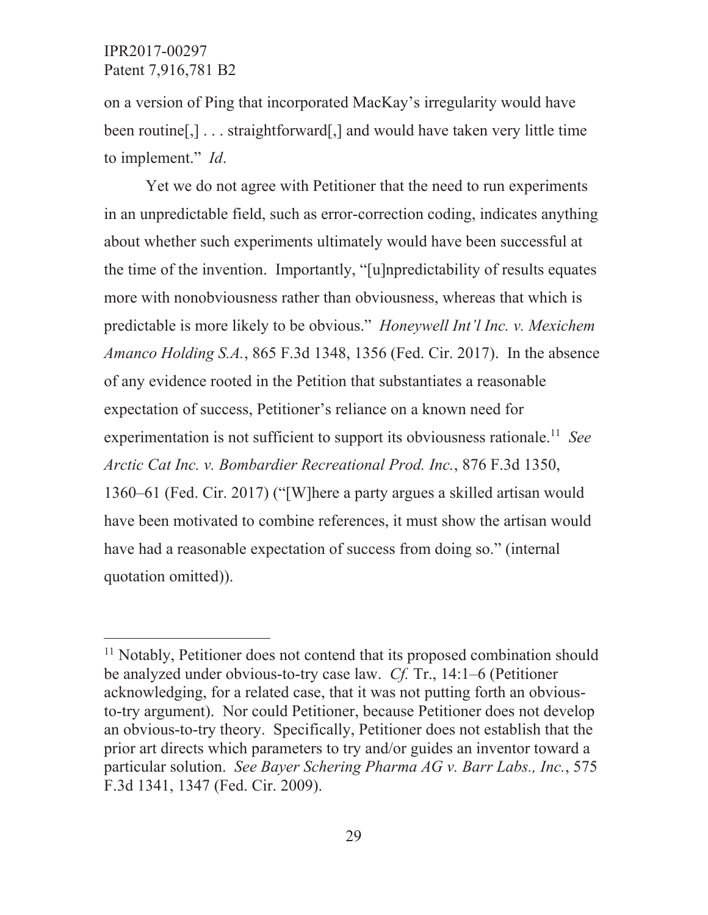on a version of Ping that incorporated MacKay's irregularity would have been routine[,] . . . straightforward[,] and would have taken very little time to implement." *Id*.

Yet we do not agree with Petitioner that the need to run experiments in an unpredictable field, such as error-correction coding, indicates anything about whether such experiments ultimately would have been successful at the time of the invention. Importantly, "[u]npredictability of results equates more with nonobviousness rather than obviousness, whereas that which is predictable is more likely to be obvious." *Honeywell Int'l Inc. v. Mexichem Amanco Holding S.A.*, 865 F.3d 1348, 1356 (Fed. Cir. 2017). In the absence of any evidence rooted in the Petition that substantiates a reasonable expectation of success, Petitioner's reliance on a known need for experimentation is not sufficient to support its obviousness rationale.[11] *See Arctic Cat Inc. v. Bombardier Recreational Prod. Inc.*, 876 F.3d 1350, 1360–61 (Fed. Cir. 2017) ("[W]here a party argues a skilled artisan would have been motivated to combine references, it must show the artisan would have had a reasonable expectation of success from doing so." (internal quotation omitted)).

---

[11] Notably, Petitioner does not contend that its proposed combination should be analyzed under obvious-to-try case law. *Cf.* Tr., 14:1–6 (Petitioner acknowledging, for a related case, that it was not putting forth an obvious-to-try argument). Nor could Petitioner, because Petitioner does not develop an obvious-to-try theory. Specifically, Petitioner does not establish that the prior art directs which parameters to try and/or guides an inventor toward a particular solution. *See Bayer Schering Pharma AG v. Barr Labs., Inc.*, 575 F.3d 1341, 1347 (Fed. Cir. 2009).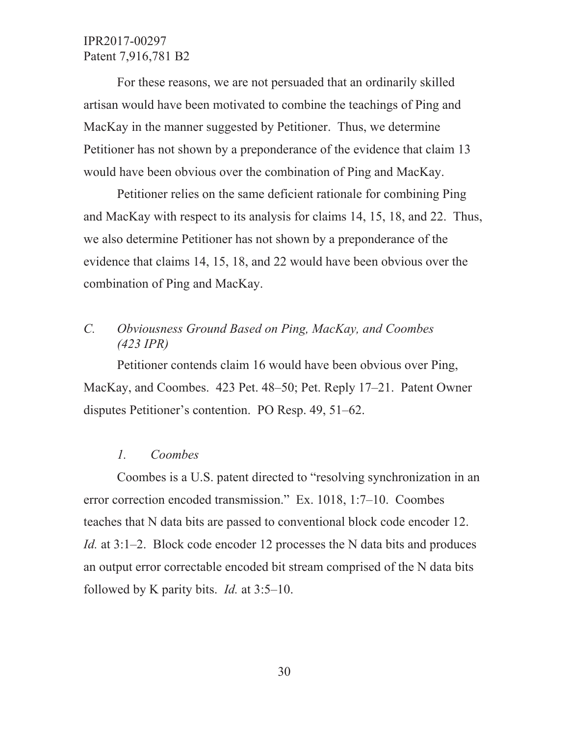For these reasons, we are not persuaded that an ordinarily skilled artisan would have been motivated to combine the teachings of Ping and MacKay in the manner suggested by Petitioner. Thus, we determine Petitioner has not shown by a preponderance of the evidence that claim 13 would have been obvious over the combination of Ping and MacKay.

Petitioner relies on the same deficient rationale for combining Ping and MacKay with respect to its analysis for claims 14, 15, 18, and 22. Thus, we also determine Petitioner has not shown by a preponderance of the evidence that claims 14, 15, 18, and 22 would have been obvious over the combination of Ping and MacKay.

### *C. Obviousness Ground Based on Ping, MacKay, and Coombes (423 IPR)*

Petitioner contends claim 16 would have been obvious over Ping, MacKay, and Coombes. 423 Pet. 48–50; Pet. Reply 17–21. Patent Owner disputes Petitioner's contention. PO Resp. 49, 51–62.

#### *1. Coombes*

Coombes is a U.S. patent directed to "resolving synchronization in an error correction encoded transmission." Ex. 1018, 1:7–10. Coombes teaches that N data bits are passed to conventional block code encoder 12. *Id.* at 3:1–2. Block code encoder 12 processes the N data bits and produces an output error correctable encoded bit stream comprised of the N data bits followed by K parity bits. *Id.* at 3:5–10.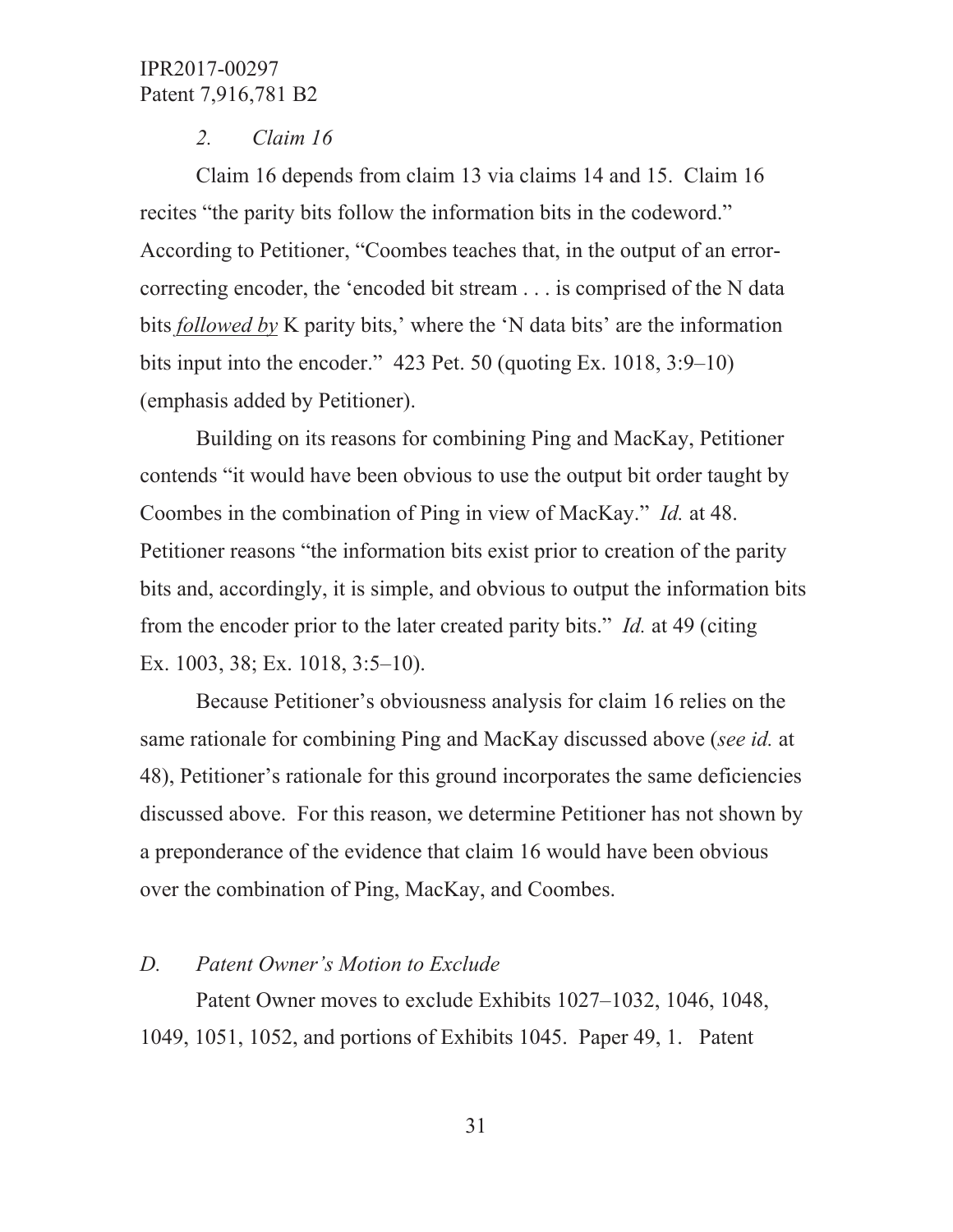*2. Claim 16*

Claim 16 depends from claim 13 via claims 14 and 15. Claim 16 recites "the parity bits follow the information bits in the codeword." According to Petitioner, "Coombes teaches that, in the output of an error-correcting encoder, the 'encoded bit stream . . . is comprised of the N data bits *followed by* K parity bits,' where the 'N data bits' are the information bits input into the encoder." 423 Pet. 50 (quoting Ex. 1018, 3:9–10) (emphasis added by Petitioner).

Building on its reasons for combining Ping and MacKay, Petitioner contends "it would have been obvious to use the output bit order taught by Coombes in the combination of Ping in view of MacKay." *Id.* at 48. Petitioner reasons "the information bits exist prior to creation of the parity bits and, accordingly, it is simple, and obvious to output the information bits from the encoder prior to the later created parity bits." *Id.* at 49 (citing Ex. 1003, 38; Ex. 1018, 3:5–10).

Because Petitioner's obviousness analysis for claim 16 relies on the same rationale for combining Ping and MacKay discussed above (*see id.* at 48), Petitioner's rationale for this ground incorporates the same deficiencies discussed above. For this reason, we determine Petitioner has not shown by a preponderance of the evidence that claim 16 would have been obvious over the combination of Ping, MacKay, and Coombes.

### *D. Patent Owner's Motion to Exclude*

Patent Owner moves to exclude Exhibits 1027–1032, 1046, 1048, 1049, 1051, 1052, and portions of Exhibits 1045. Paper 49, 1. Patent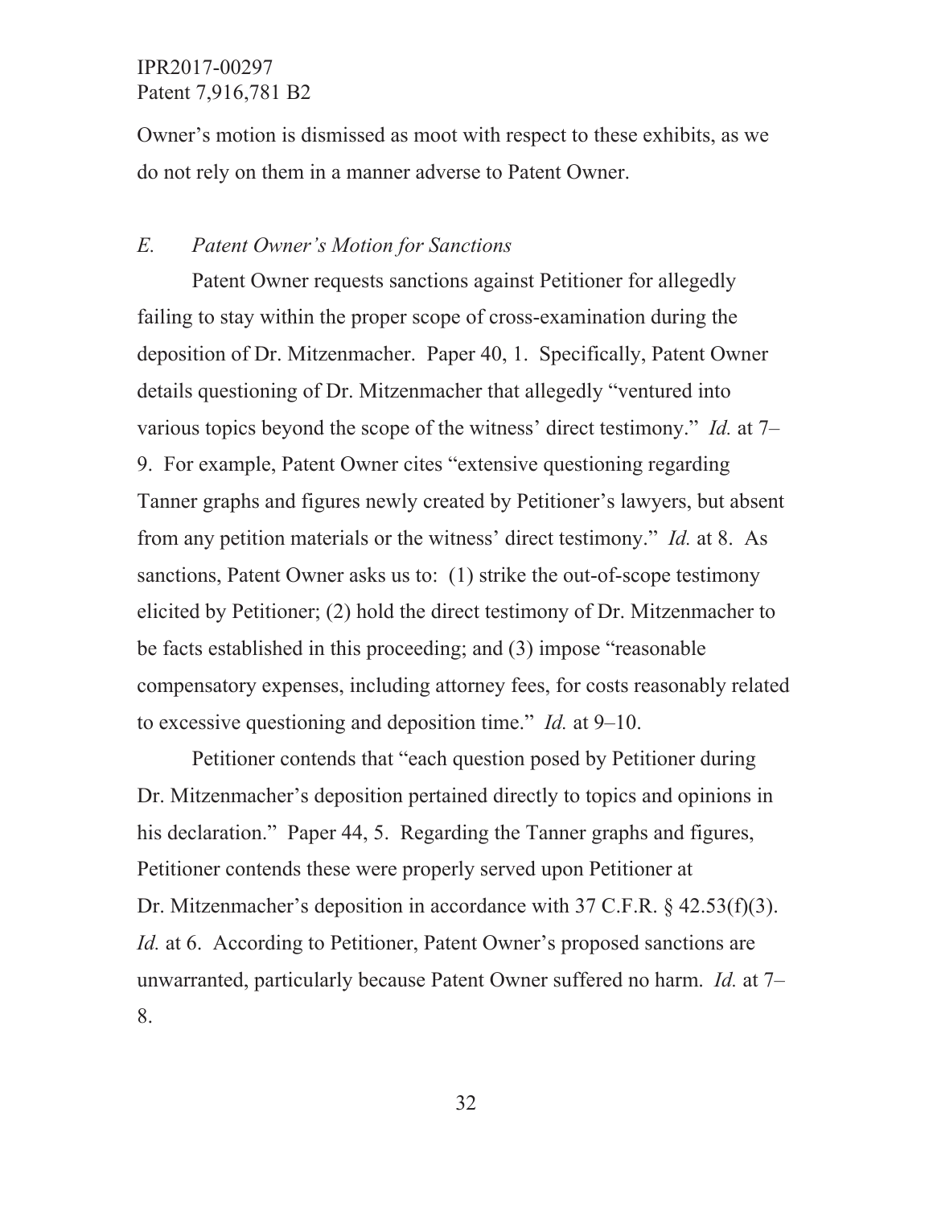Owner's motion is dismissed as moot with respect to these exhibits, as we do not rely on them in a manner adverse to Patent Owner.

### *E. Patent Owner's Motion for Sanctions*

Patent Owner requests sanctions against Petitioner for allegedly failing to stay within the proper scope of cross-examination during the deposition of Dr. Mitzenmacher. Paper 40, 1. Specifically, Patent Owner details questioning of Dr. Mitzenmacher that allegedly "ventured into various topics beyond the scope of the witness' direct testimony." *Id.* at 7–9. For example, Patent Owner cites "extensive questioning regarding Tanner graphs and figures newly created by Petitioner's lawyers, but absent from any petition materials or the witness' direct testimony." *Id.* at 8. As sanctions, Patent Owner asks us to: (1) strike the out-of-scope testimony elicited by Petitioner; (2) hold the direct testimony of Dr. Mitzenmacher to be facts established in this proceeding; and (3) impose "reasonable compensatory expenses, including attorney fees, for costs reasonably related to excessive questioning and deposition time." *Id.* at 9–10.

Petitioner contends that "each question posed by Petitioner during Dr. Mitzenmacher's deposition pertained directly to topics and opinions in his declaration." Paper 44, 5. Regarding the Tanner graphs and figures, Petitioner contends these were properly served upon Petitioner at Dr. Mitzenmacher's deposition in accordance with 37 C.F.R. § 42.53(f)(3). *Id.* at 6. According to Petitioner, Patent Owner's proposed sanctions are unwarranted, particularly because Patent Owner suffered no harm. *Id.* at 7–8.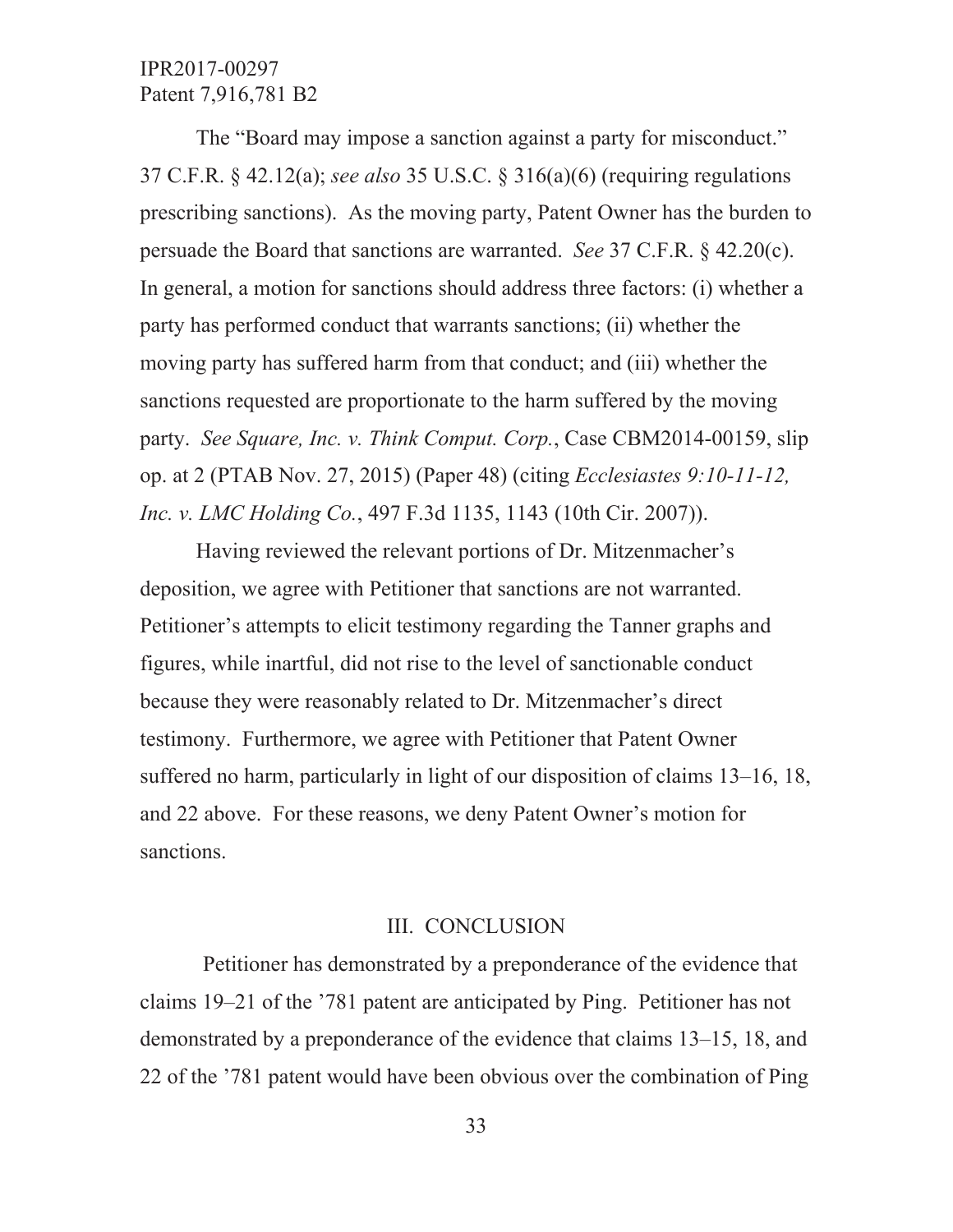The "Board may impose a sanction against a party for misconduct." 37 C.F.R. § 42.12(a); *see also* 35 U.S.C. § 316(a)(6) (requiring regulations prescribing sanctions). As the moving party, Patent Owner has the burden to persuade the Board that sanctions are warranted. *See* 37 C.F.R. § 42.20(c). In general, a motion for sanctions should address three factors: (i) whether a party has performed conduct that warrants sanctions; (ii) whether the moving party has suffered harm from that conduct; and (iii) whether the sanctions requested are proportionate to the harm suffered by the moving party. *See Square, Inc. v. Think Comput. Corp.*, Case CBM2014-00159, slip op. at 2 (PTAB Nov. 27, 2015) (Paper 48) (citing *Ecclesiastes 9:10-11-12, Inc. v. LMC Holding Co.*, 497 F.3d 1135, 1143 (10th Cir. 2007)).

Having reviewed the relevant portions of Dr. Mitzenmacher's deposition, we agree with Petitioner that sanctions are not warranted. Petitioner's attempts to elicit testimony regarding the Tanner graphs and figures, while inartful, did not rise to the level of sanctionable conduct because they were reasonably related to Dr. Mitzenmacher's direct testimony. Furthermore, we agree with Petitioner that Patent Owner suffered no harm, particularly in light of our disposition of claims 13–16, 18, and 22 above. For these reasons, we deny Patent Owner's motion for sanctions.

## III. CONCLUSION

Petitioner has demonstrated by a preponderance of the evidence that claims 19–21 of the '781 patent are anticipated by Ping. Petitioner has not demonstrated by a preponderance of the evidence that claims 13–15, 18, and 22 of the '781 patent would have been obvious over the combination of Ping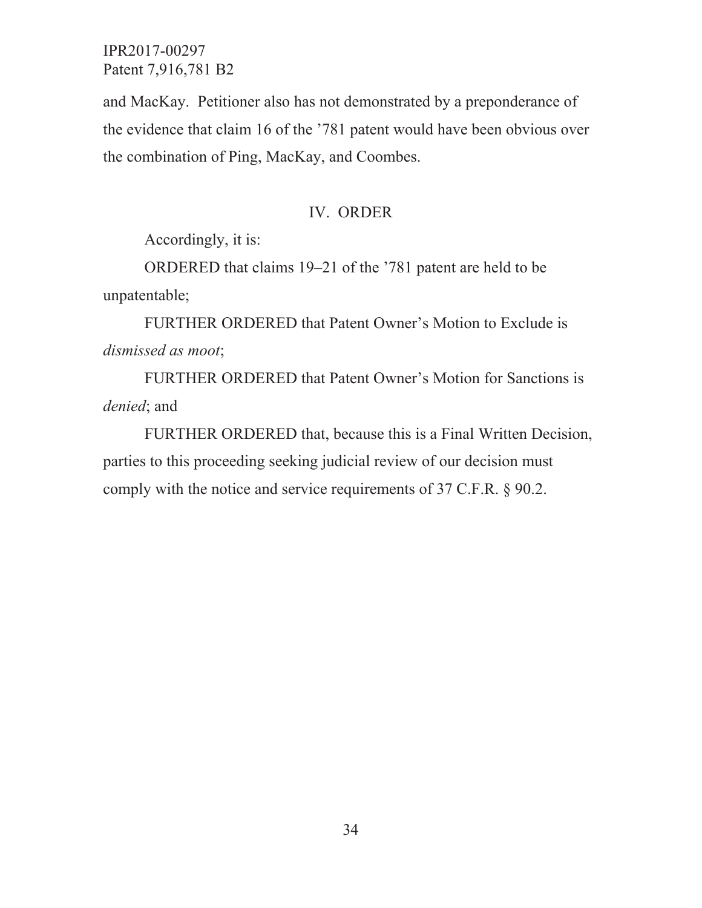and MacKay. Petitioner also has not demonstrated by a preponderance of the evidence that claim 16 of the ’781 patent would have been obvious over the combination of Ping, MacKay, and Coombes.

## IV. ORDER

Accordingly, it is:

ORDERED that claims 19–21 of the ’781 patent are held to be unpatentable;

FURTHER ORDERED that Patent Owner’s Motion to Exclude is *dismissed as moot*;

FURTHER ORDERED that Patent Owner’s Motion for Sanctions is *denied*; and

FURTHER ORDERED that, because this is a Final Written Decision, parties to this proceeding seeking judicial review of our decision must comply with the notice and service requirements of 37 C.F.R. § 90.2.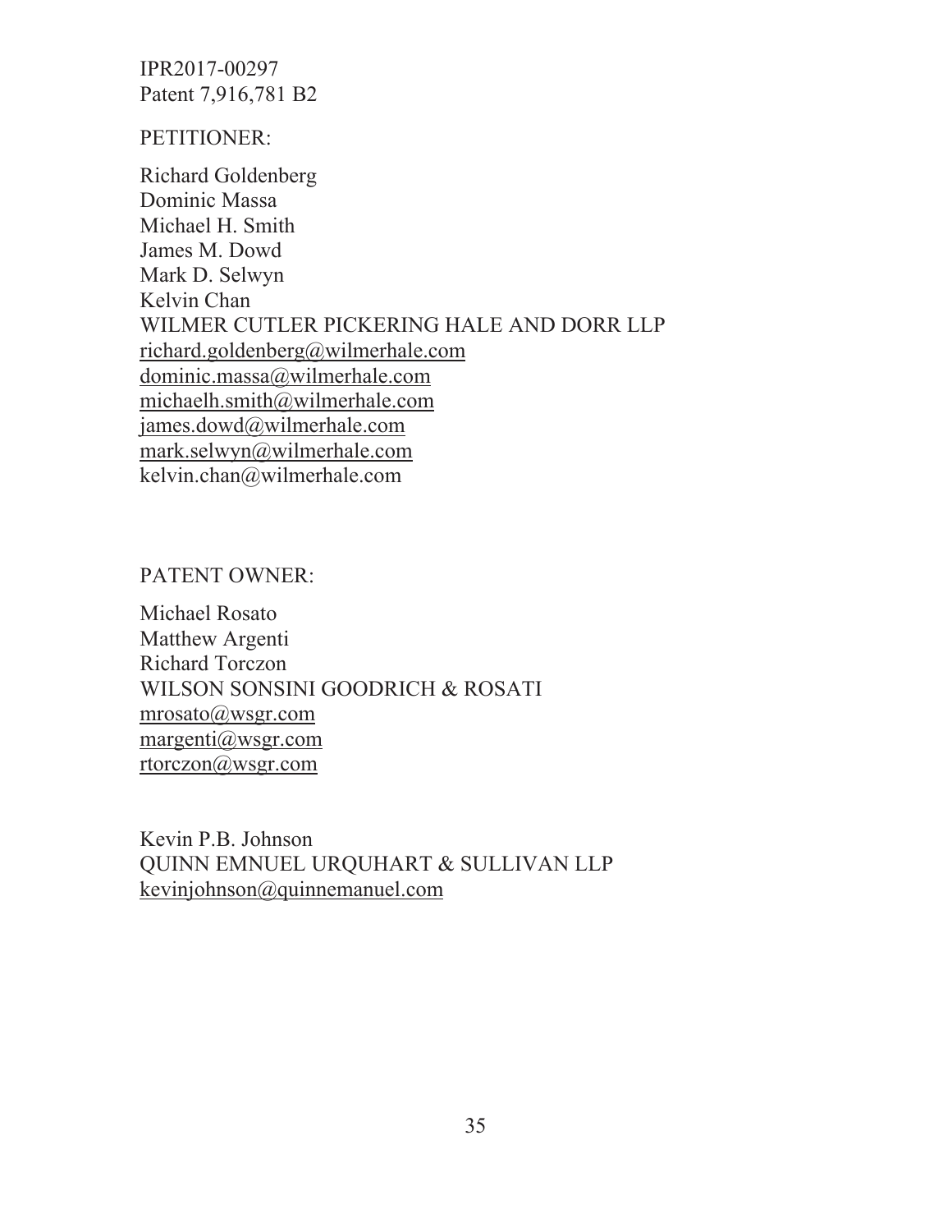PETITIONER:

Richard Goldenberg
Dominic Massa
Michael H. Smith
James M. Dowd
Mark D. Selwyn
Kelvin Chan
WILMER CUTLER PICKERING HALE AND DORR LLP
richard.goldenberg@wilmerhale.com
dominic.massa@wilmerhale.com
michaelh.smith@wilmerhale.com
james.dowd@wilmerhale.com
mark.selwyn@wilmerhale.com
kelvin.chan@wilmerhale.com

PATENT OWNER:

Michael Rosato
Matthew Argenti
Richard Torczon
WILSON SONSINI GOODRICH & ROSATI
mrosato@wsgr.com
margenti@wsgr.com
rtorczon@wsgr.com

Kevin P.B. Johnson
QUINN EMNUEL URQUHART & SULLIVAN LLP
kevinjohnson@quinnemanuel.com